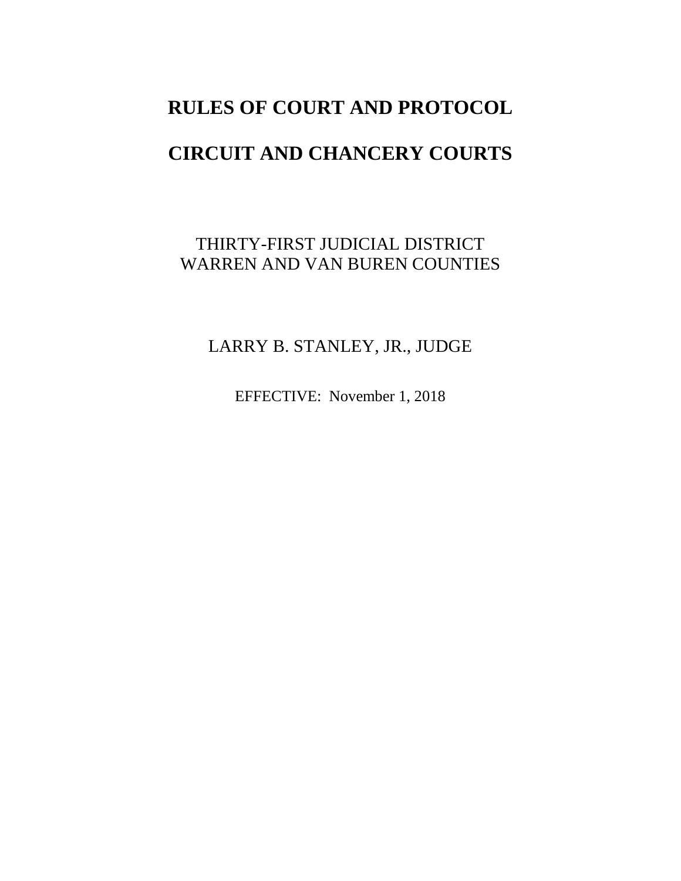# RULES OF COURT AND PROTOCOL

# CIRCUIT AND CHANCERY COURTS

THIRTY-FIRST JUDICIAL DISTRICT
WARREN AND VAN BUREN COUNTIES

LARRY B. STANLEY, JR., JUDGE

EFFECTIVE: November 1, 2018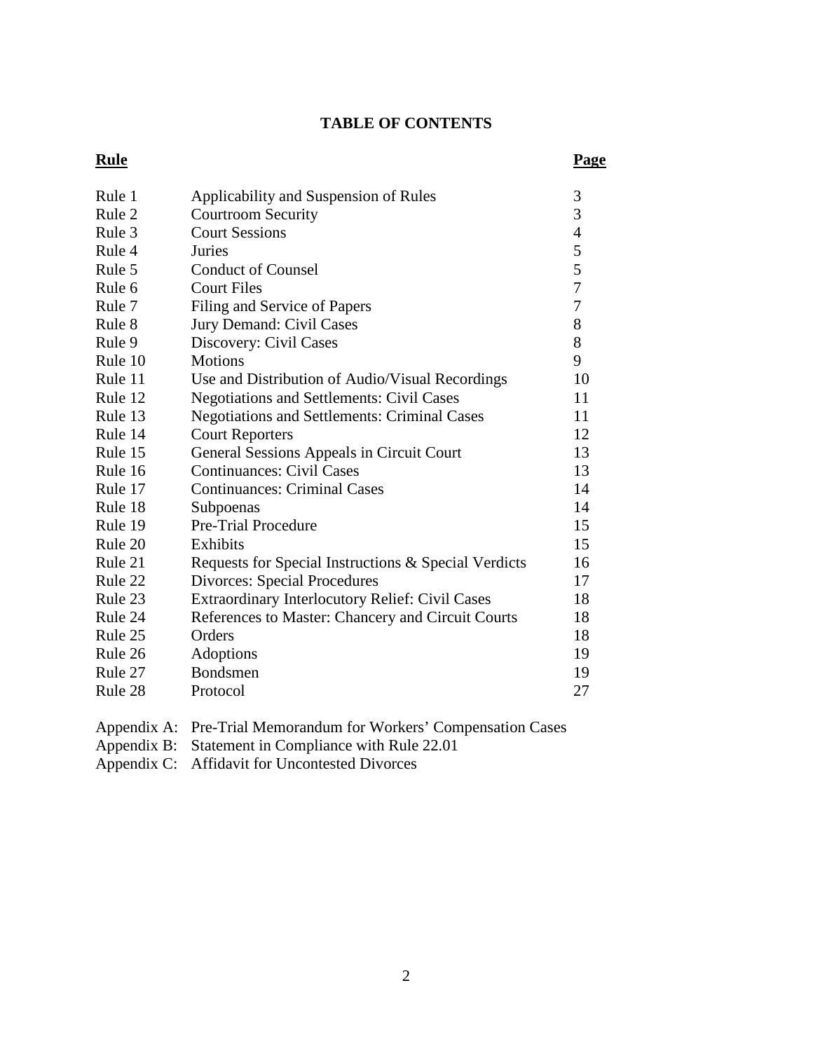# TABLE OF CONTENTS

| **Rule** | | **Page** |
|---|---|---|
| Rule 1 | Applicability and Suspension of Rules | 3 |
| Rule 2 | Courtroom Security | 3 |
| Rule 3 | Court Sessions | 4 |
| Rule 4 | Juries | 5 |
| Rule 5 | Conduct of Counsel | 5 |
| Rule 6 | Court Files | 7 |
| Rule 7 | Filing and Service of Papers | 7 |
| Rule 8 | Jury Demand: Civil Cases | 8 |
| Rule 9 | Discovery: Civil Cases | 8 |
| Rule 10 | Motions | 9 |
| Rule 11 | Use and Distribution of Audio/Visual Recordings | 10 |
| Rule 12 | Negotiations and Settlements: Civil Cases | 11 |
| Rule 13 | Negotiations and Settlements: Criminal Cases | 11 |
| Rule 14 | Court Reporters | 12 |
| Rule 15 | General Sessions Appeals in Circuit Court | 13 |
| Rule 16 | Continuances: Civil Cases | 13 |
| Rule 17 | Continuances: Criminal Cases | 14 |
| Rule 18 | Subpoenas | 14 |
| Rule 19 | Pre-Trial Procedure | 15 |
| Rule 20 | Exhibits | 15 |
| Rule 21 | Requests for Special Instructions & Special Verdicts | 16 |
| Rule 22 | Divorces: Special Procedures | 17 |
| Rule 23 | Extraordinary Interlocutory Relief: Civil Cases | 18 |
| Rule 24 | References to Master: Chancery and Circuit Courts | 18 |
| Rule 25 | Orders | 18 |
| Rule 26 | Adoptions | 19 |
| Rule 27 | Bondsmen | 19 |
| Rule 28 | Protocol | 27 |

Appendix A: Pre-Trial Memorandum for Workers' Compensation Cases
Appendix B: Statement in Compliance with Rule 22.01
Appendix C: Affidavit for Uncontested Divorces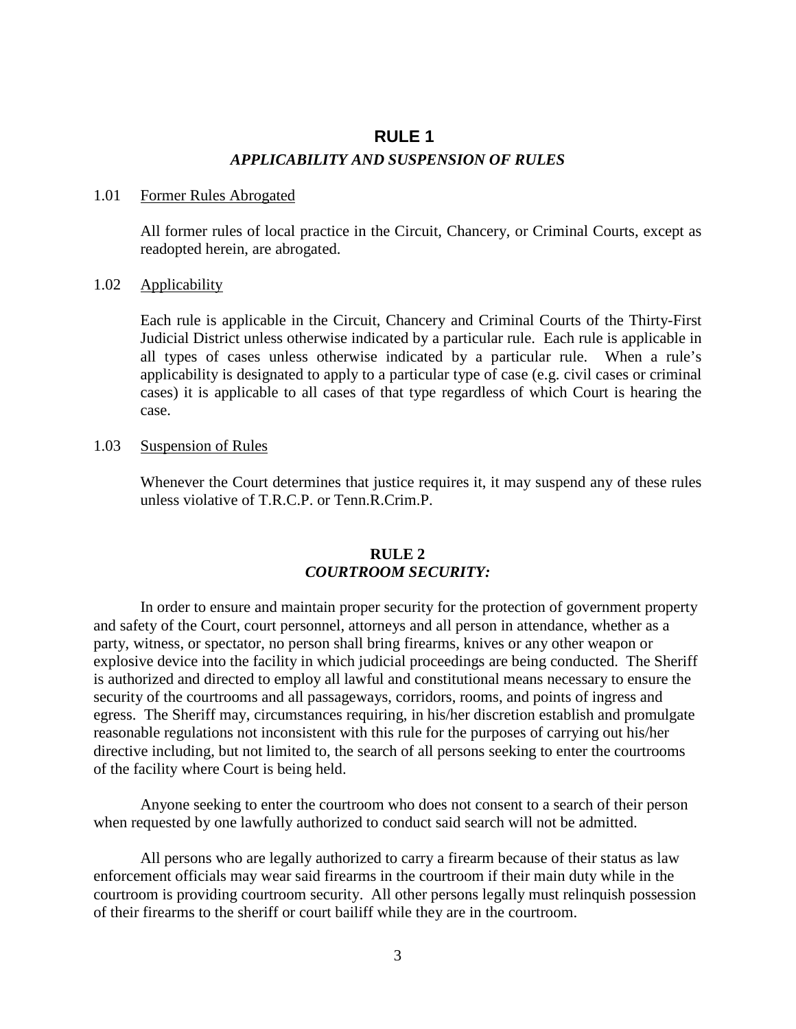# RULE 1

## *APPLICABILITY AND SUSPENSION OF RULES*

1.01 Former Rules Abrogated

All former rules of local practice in the Circuit, Chancery, or Criminal Courts, except as readopted herein, are abrogated.

1.02 Applicability

Each rule is applicable in the Circuit, Chancery and Criminal Courts of the Thirty-First Judicial District unless otherwise indicated by a particular rule. Each rule is applicable in all types of cases unless otherwise indicated by a particular rule. When a rule's applicability is designated to apply to a particular type of case (e.g. civil cases or criminal cases) it is applicable to all cases of that type regardless of which Court is hearing the case.

1.03 Suspension of Rules

Whenever the Court determines that justice requires it, it may suspend any of these rules unless violative of T.R.C.P. or Tenn.R.Crim.P.

# RULE 2

## *COURTROOM SECURITY:*

In order to ensure and maintain proper security for the protection of government property and safety of the Court, court personnel, attorneys and all person in attendance, whether as a party, witness, or spectator, no person shall bring firearms, knives or any other weapon or explosive device into the facility in which judicial proceedings are being conducted. The Sheriff is authorized and directed to employ all lawful and constitutional means necessary to ensure the security of the courtrooms and all passageways, corridors, rooms, and points of ingress and egress. The Sheriff may, circumstances requiring, in his/her discretion establish and promulgate reasonable regulations not inconsistent with this rule for the purposes of carrying out his/her directive including, but not limited to, the search of all persons seeking to enter the courtrooms of the facility where Court is being held.

Anyone seeking to enter the courtroom who does not consent to a search of their person when requested by one lawfully authorized to conduct said search will not be admitted.

All persons who are legally authorized to carry a firearm because of their status as law enforcement officials may wear said firearms in the courtroom if their main duty while in the courtroom is providing courtroom security. All other persons legally must relinquish possession of their firearms to the sheriff or court bailiff while they are in the courtroom.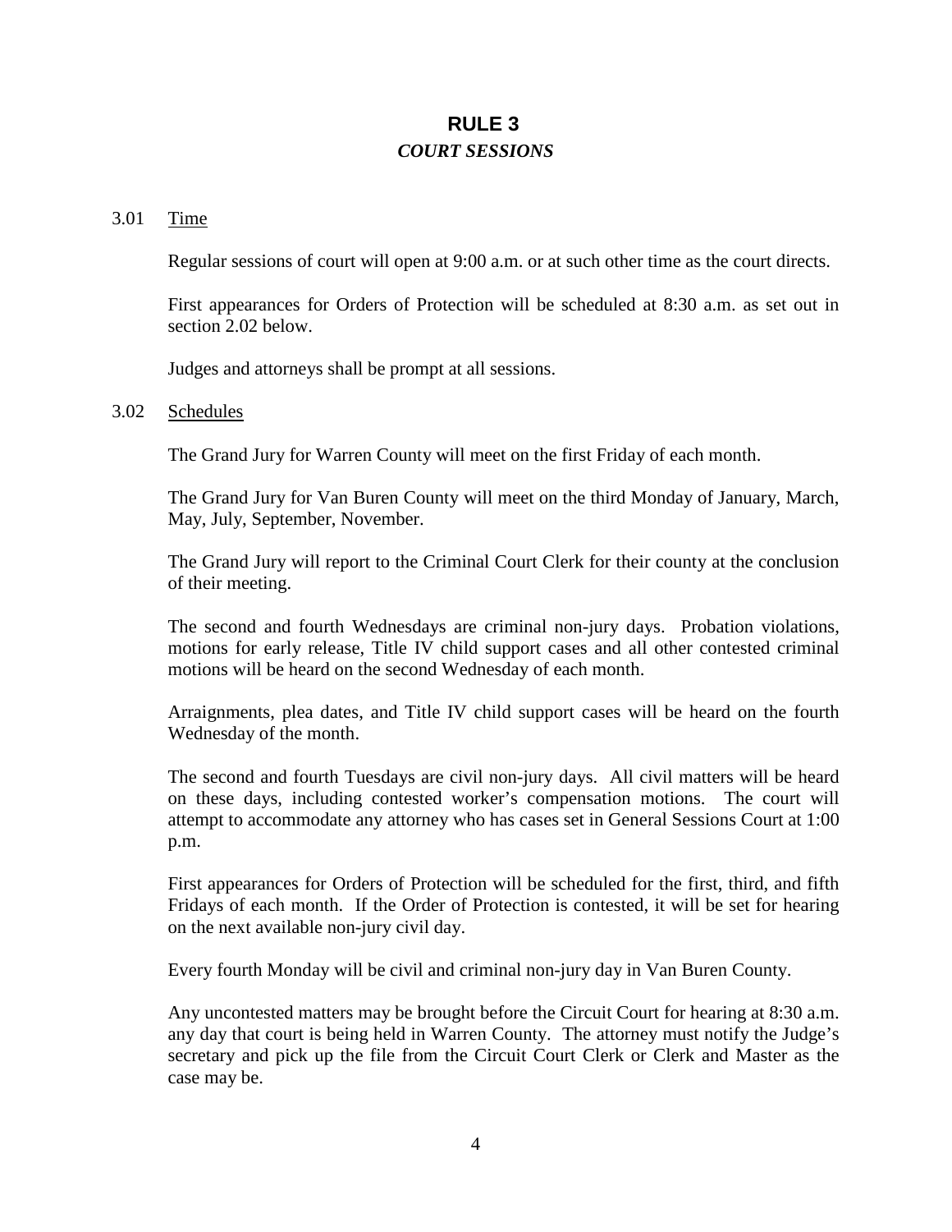# RULE 3

## *COURT SESSIONS*

3.01 Time

Regular sessions of court will open at 9:00 a.m. or at such other time as the court directs.

First appearances for Orders of Protection will be scheduled at 8:30 a.m. as set out in section 2.02 below.

Judges and attorneys shall be prompt at all sessions.

3.02 Schedules

The Grand Jury for Warren County will meet on the first Friday of each month.

The Grand Jury for Van Buren County will meet on the third Monday of January, March, May, July, September, November.

The Grand Jury will report to the Criminal Court Clerk for their county at the conclusion of their meeting.

The second and fourth Wednesdays are criminal non-jury days. Probation violations, motions for early release, Title IV child support cases and all other contested criminal motions will be heard on the second Wednesday of each month.

Arraignments, plea dates, and Title IV child support cases will be heard on the fourth Wednesday of the month.

The second and fourth Tuesdays are civil non-jury days. All civil matters will be heard on these days, including contested worker's compensation motions. The court will attempt to accommodate any attorney who has cases set in General Sessions Court at 1:00 p.m.

First appearances for Orders of Protection will be scheduled for the first, third, and fifth Fridays of each month. If the Order of Protection is contested, it will be set for hearing on the next available non-jury civil day.

Every fourth Monday will be civil and criminal non-jury day in Van Buren County.

Any uncontested matters may be brought before the Circuit Court for hearing at 8:30 a.m. any day that court is being held in Warren County. The attorney must notify the Judge's secretary and pick up the file from the Circuit Court Clerk or Clerk and Master as the case may be.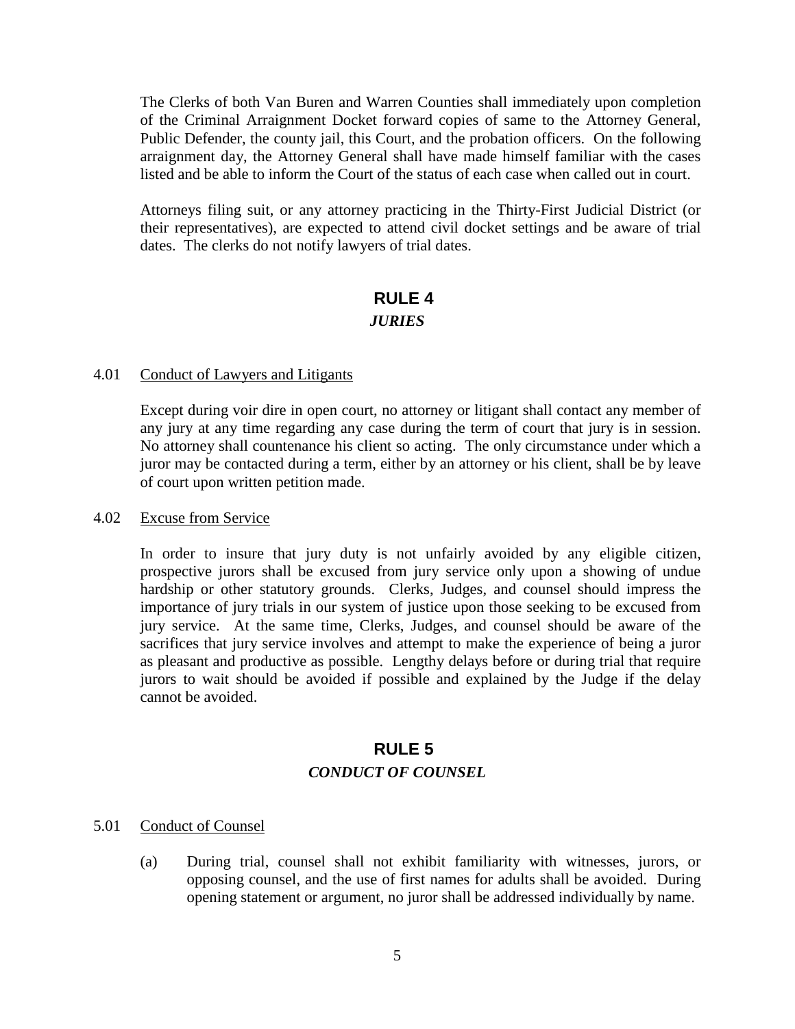The Clerks of both Van Buren and Warren Counties shall immediately upon completion of the Criminal Arraignment Docket forward copies of same to the Attorney General, Public Defender, the county jail, this Court, and the probation officers. On the following arraignment day, the Attorney General shall have made himself familiar with the cases listed and be able to inform the Court of the status of each case when called out in court.

Attorneys filing suit, or any attorney practicing in the Thirty-First Judicial District (or their representatives), are expected to attend civil docket settings and be aware of trial dates. The clerks do not notify lawyers of trial dates.

## RULE 4

### *JURIES*

4.01 Conduct of Lawyers and Litigants

Except during voir dire in open court, no attorney or litigant shall contact any member of any jury at any time regarding any case during the term of court that jury is in session. No attorney shall countenance his client so acting. The only circumstance under which a juror may be contacted during a term, either by an attorney or his client, shall be by leave of court upon written petition made.

4.02 Excuse from Service

In order to insure that jury duty is not unfairly avoided by any eligible citizen, prospective jurors shall be excused from jury service only upon a showing of undue hardship or other statutory grounds. Clerks, Judges, and counsel should impress the importance of jury trials in our system of justice upon those seeking to be excused from jury service. At the same time, Clerks, Judges, and counsel should be aware of the sacrifices that jury service involves and attempt to make the experience of being a juror as pleasant and productive as possible. Lengthy delays before or during trial that require jurors to wait should be avoided if possible and explained by the Judge if the delay cannot be avoided.

## RULE 5

### *CONDUCT OF COUNSEL*

5.01 Conduct of Counsel

(a) During trial, counsel shall not exhibit familiarity with witnesses, jurors, or opposing counsel, and the use of first names for adults shall be avoided. During opening statement or argument, no juror shall be addressed individually by name.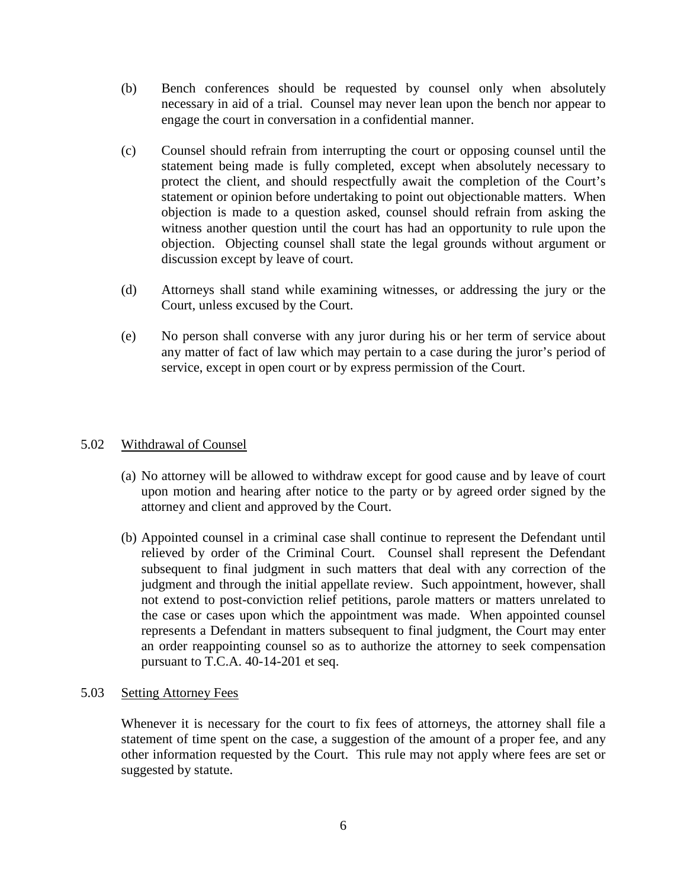(b) Bench conferences should be requested by counsel only when absolutely necessary in aid of a trial. Counsel may never lean upon the bench nor appear to engage the court in conversation in a confidential manner.

(c) Counsel should refrain from interrupting the court or opposing counsel until the statement being made is fully completed, except when absolutely necessary to protect the client, and should respectfully await the completion of the Court's statement or opinion before undertaking to point out objectionable matters. When objection is made to a question asked, counsel should refrain from asking the witness another question until the court has had an opportunity to rule upon the objection. Objecting counsel shall state the legal grounds without argument or discussion except by leave of court.

(d) Attorneys shall stand while examining witnesses, or addressing the jury or the Court, unless excused by the Court.

(e) No person shall converse with any juror during his or her term of service about any matter of fact of law which may pertain to a case during the juror's period of service, except in open court or by express permission of the Court.

## 5.02 Withdrawal of Counsel

(a) No attorney will be allowed to withdraw except for good cause and by leave of court upon motion and hearing after notice to the party or by agreed order signed by the attorney and client and approved by the Court.

(b) Appointed counsel in a criminal case shall continue to represent the Defendant until relieved by order of the Criminal Court. Counsel shall represent the Defendant subsequent to final judgment in such matters that deal with any correction of the judgment and through the initial appellate review. Such appointment, however, shall not extend to post-conviction relief petitions, parole matters or matters unrelated to the case or cases upon which the appointment was made. When appointed counsel represents a Defendant in matters subsequent to final judgment, the Court may enter an order reappointing counsel so as to authorize the attorney to seek compensation pursuant to T.C.A. 40-14-201 et seq.

## 5.03 Setting Attorney Fees

Whenever it is necessary for the court to fix fees of attorneys, the attorney shall file a statement of time spent on the case, a suggestion of the amount of a proper fee, and any other information requested by the Court. This rule may not apply where fees are set or suggested by statute.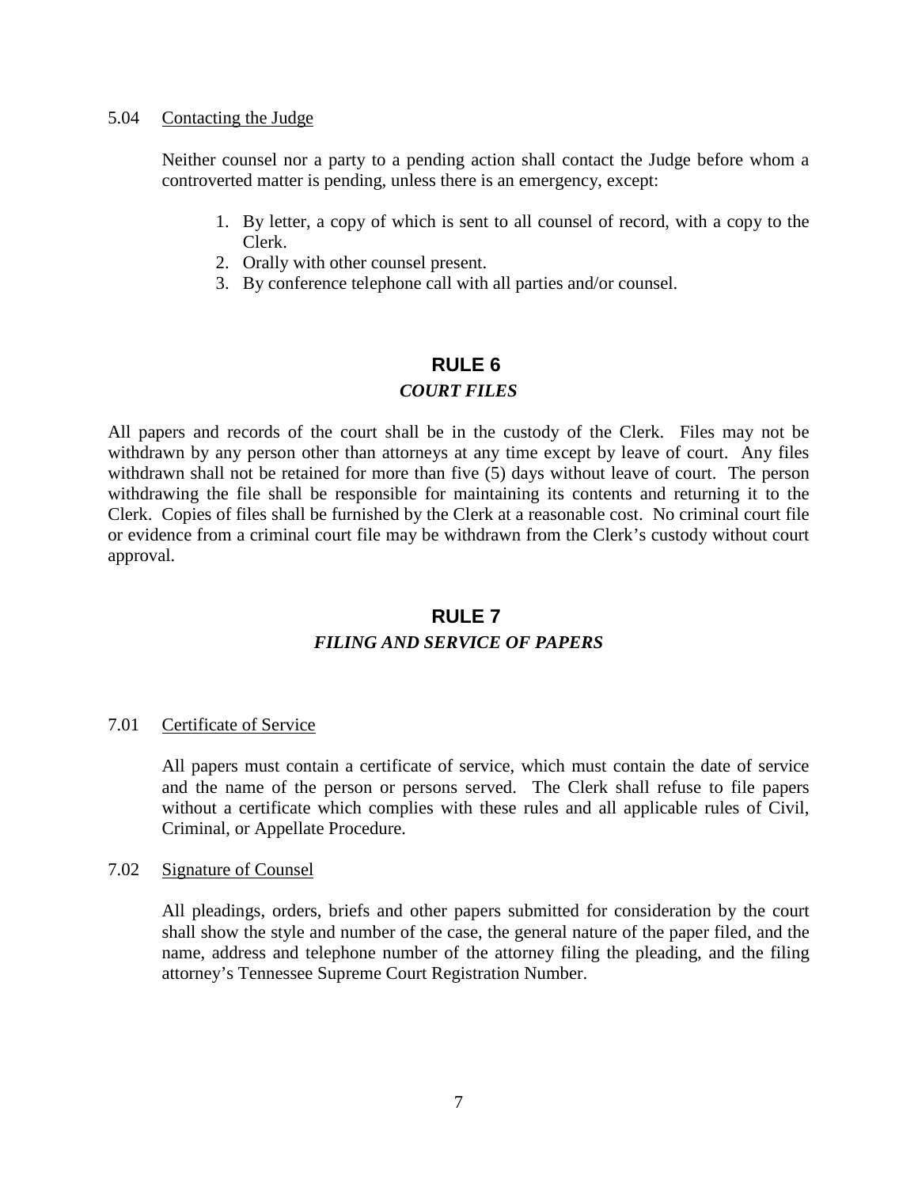5.04 Contacting the Judge

Neither counsel nor a party to a pending action shall contact the Judge before whom a controverted matter is pending, unless there is an emergency, except:

1. By letter, a copy of which is sent to all counsel of record, with a copy to the Clerk.
2. Orally with other counsel present.
3. By conference telephone call with all parties and/or counsel.

## RULE 6

### *COURT FILES*

All papers and records of the court shall be in the custody of the Clerk. Files may not be withdrawn by any person other than attorneys at any time except by leave of court. Any files withdrawn shall not be retained for more than five (5) days without leave of court. The person withdrawing the file shall be responsible for maintaining its contents and returning it to the Clerk. Copies of files shall be furnished by the Clerk at a reasonable cost. No criminal court file or evidence from a criminal court file may be withdrawn from the Clerk's custody without court approval.

## RULE 7

### *FILING AND SERVICE OF PAPERS*

7.01 Certificate of Service

All papers must contain a certificate of service, which must contain the date of service and the name of the person or persons served. The Clerk shall refuse to file papers without a certificate which complies with these rules and all applicable rules of Civil, Criminal, or Appellate Procedure.

7.02 Signature of Counsel

All pleadings, orders, briefs and other papers submitted for consideration by the court shall show the style and number of the case, the general nature of the paper filed, and the name, address and telephone number of the attorney filing the pleading, and the filing attorney's Tennessee Supreme Court Registration Number.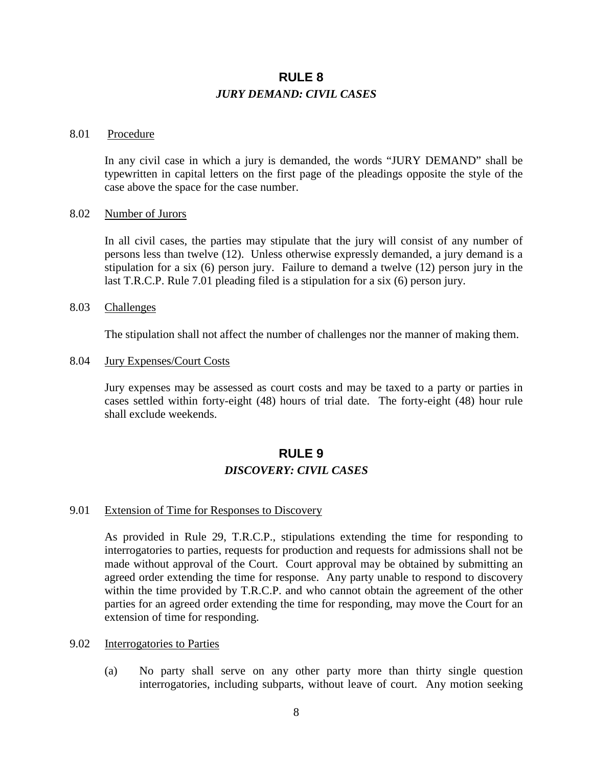## RULE 8

### *JURY DEMAND: CIVIL CASES*

8.01 Procedure

In any civil case in which a jury is demanded, the words "JURY DEMAND" shall be typewritten in capital letters on the first page of the pleadings opposite the style of the case above the space for the case number.

8.02 Number of Jurors

In all civil cases, the parties may stipulate that the jury will consist of any number of persons less than twelve (12). Unless otherwise expressly demanded, a jury demand is a stipulation for a six (6) person jury. Failure to demand a twelve (12) person jury in the last T.R.C.P. Rule 7.01 pleading filed is a stipulation for a six (6) person jury.

8.03 Challenges

The stipulation shall not affect the number of challenges nor the manner of making them.

8.04 Jury Expenses/Court Costs

Jury expenses may be assessed as court costs and may be taxed to a party or parties in cases settled within forty-eight (48) hours of trial date. The forty-eight (48) hour rule shall exclude weekends.

## RULE 9

### *DISCOVERY: CIVIL CASES*

9.01 Extension of Time for Responses to Discovery

As provided in Rule 29, T.R.C.P., stipulations extending the time for responding to interrogatories to parties, requests for production and requests for admissions shall not be made without approval of the Court. Court approval may be obtained by submitting an agreed order extending the time for response. Any party unable to respond to discovery within the time provided by T.R.C.P. and who cannot obtain the agreement of the other parties for an agreed order extending the time for responding, may move the Court for an extension of time for responding.

9.02 Interrogatories to Parties

(a) No party shall serve on any other party more than thirty single question interrogatories, including subparts, without leave of court. Any motion seeking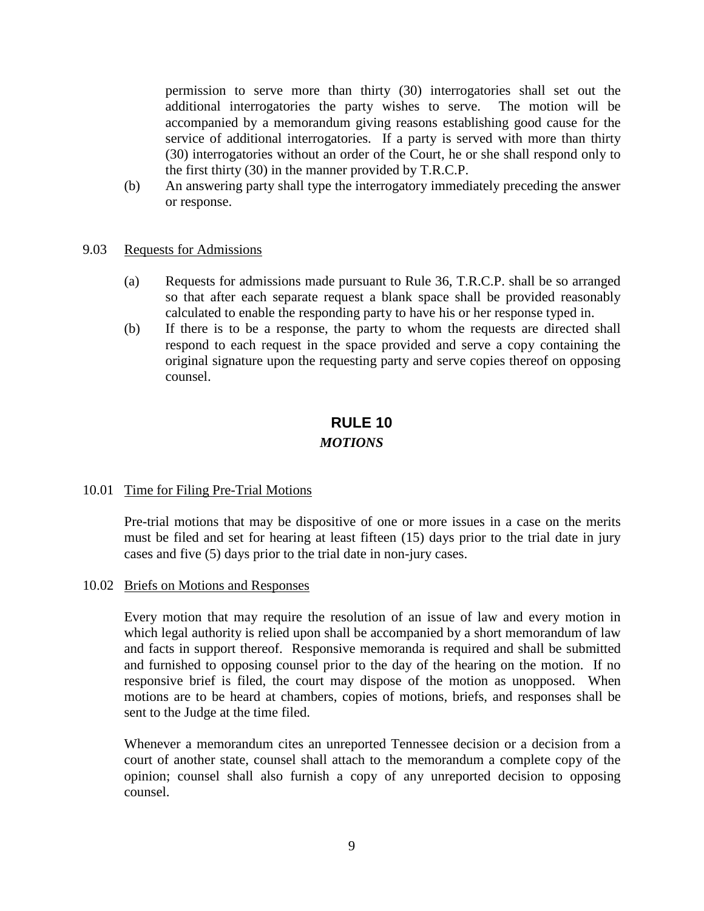permission to serve more than thirty (30) interrogatories shall set out the additional interrogatories the party wishes to serve. The motion will be accompanied by a memorandum giving reasons establishing good cause for the service of additional interrogatories. If a party is served with more than thirty (30) interrogatories without an order of the Court, he or she shall respond only to the first thirty (30) in the manner provided by T.R.C.P.

(b) An answering party shall type the interrogatory immediately preceding the answer or response.

9.03 Requests for Admissions

(a) Requests for admissions made pursuant to Rule 36, T.R.C.P. shall be so arranged so that after each separate request a blank space shall be provided reasonably calculated to enable the responding party to have his or her response typed in.

(b) If there is to be a response, the party to whom the requests are directed shall respond to each request in the space provided and serve a copy containing the original signature upon the requesting party and serve copies thereof on opposing counsel.

## RULE 10

### *MOTIONS*

10.01 Time for Filing Pre-Trial Motions

Pre-trial motions that may be dispositive of one or more issues in a case on the merits must be filed and set for hearing at least fifteen (15) days prior to the trial date in jury cases and five (5) days prior to the trial date in non-jury cases.

10.02 Briefs on Motions and Responses

Every motion that may require the resolution of an issue of law and every motion in which legal authority is relied upon shall be accompanied by a short memorandum of law and facts in support thereof. Responsive memoranda is required and shall be submitted and furnished to opposing counsel prior to the day of the hearing on the motion. If no responsive brief is filed, the court may dispose of the motion as unopposed. When motions are to be heard at chambers, copies of motions, briefs, and responses shall be sent to the Judge at the time filed.

Whenever a memorandum cites an unreported Tennessee decision or a decision from a court of another state, counsel shall attach to the memorandum a complete copy of the opinion; counsel shall also furnish a copy of any unreported decision to opposing counsel.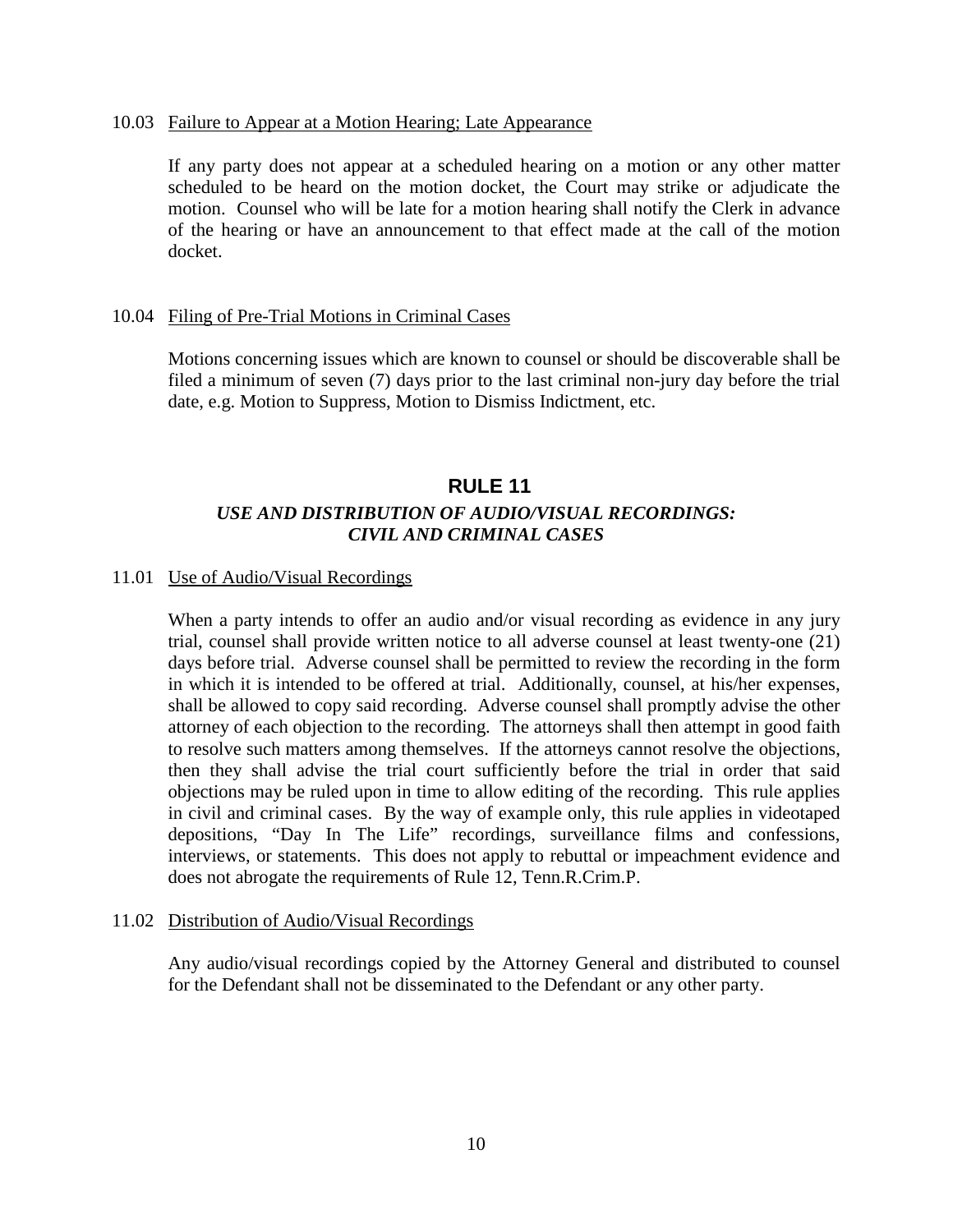10.03 Failure to Appear at a Motion Hearing; Late Appearance

If any party does not appear at a scheduled hearing on a motion or any other matter scheduled to be heard on the motion docket, the Court may strike or adjudicate the motion. Counsel who will be late for a motion hearing shall notify the Clerk in advance of the hearing or have an announcement to that effect made at the call of the motion docket.

10.04 Filing of Pre-Trial Motions in Criminal Cases

Motions concerning issues which are known to counsel or should be discoverable shall be filed a minimum of seven (7) days prior to the last criminal non-jury day before the trial date, e.g. Motion to Suppress, Motion to Dismiss Indictment, etc.

## RULE 11

### *USE AND DISTRIBUTION OF AUDIO/VISUAL RECORDINGS: CIVIL AND CRIMINAL CASES*

11.01 Use of Audio/Visual Recordings

When a party intends to offer an audio and/or visual recording as evidence in any jury trial, counsel shall provide written notice to all adverse counsel at least twenty-one (21) days before trial. Adverse counsel shall be permitted to review the recording in the form in which it is intended to be offered at trial. Additionally, counsel, at his/her expenses, shall be allowed to copy said recording. Adverse counsel shall promptly advise the other attorney of each objection to the recording. The attorneys shall then attempt in good faith to resolve such matters among themselves. If the attorneys cannot resolve the objections, then they shall advise the trial court sufficiently before the trial in order that said objections may be ruled upon in time to allow editing of the recording. This rule applies in civil and criminal cases. By the way of example only, this rule applies in videotaped depositions, "Day In The Life" recordings, surveillance films and confessions, interviews, or statements. This does not apply to rebuttal or impeachment evidence and does not abrogate the requirements of Rule 12, Tenn.R.Crim.P.

11.02 Distribution of Audio/Visual Recordings

Any audio/visual recordings copied by the Attorney General and distributed to counsel for the Defendant shall not be disseminated to the Defendant or any other party.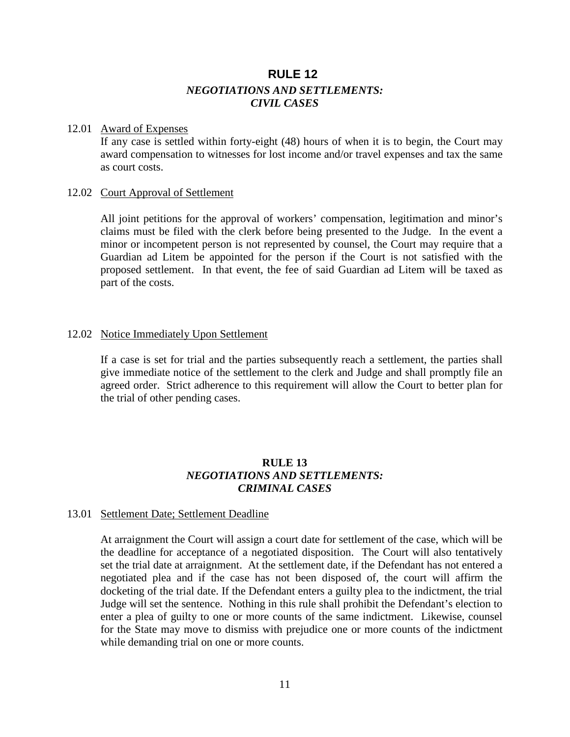# RULE 12

## *NEGOTIATIONS AND SETTLEMENTS: CIVIL CASES*

12.01 Award of Expenses

If any case is settled within forty-eight (48) hours of when it is to begin, the Court may award compensation to witnesses for lost income and/or travel expenses and tax the same as court costs.

12.02 Court Approval of Settlement

All joint petitions for the approval of workers' compensation, legitimation and minor's claims must be filed with the clerk before being presented to the Judge. In the event a minor or incompetent person is not represented by counsel, the Court may require that a Guardian ad Litem be appointed for the person if the Court is not satisfied with the proposed settlement. In that event, the fee of said Guardian ad Litem will be taxed as part of the costs.

12.02 Notice Immediately Upon Settlement

If a case is set for trial and the parties subsequently reach a settlement, the parties shall give immediate notice of the settlement to the clerk and Judge and shall promptly file an agreed order. Strict adherence to this requirement will allow the Court to better plan for the trial of other pending cases.

# RULE 13

## *NEGOTIATIONS AND SETTLEMENTS: CRIMINAL CASES*

13.01 Settlement Date; Settlement Deadline

At arraignment the Court will assign a court date for settlement of the case, which will be the deadline for acceptance of a negotiated disposition. The Court will also tentatively set the trial date at arraignment. At the settlement date, if the Defendant has not entered a negotiated plea and if the case has not been disposed of, the court will affirm the docketing of the trial date. If the Defendant enters a guilty plea to the indictment, the trial Judge will set the sentence. Nothing in this rule shall prohibit the Defendant's election to enter a plea of guilty to one or more counts of the same indictment. Likewise, counsel for the State may move to dismiss with prejudice one or more counts of the indictment while demanding trial on one or more counts.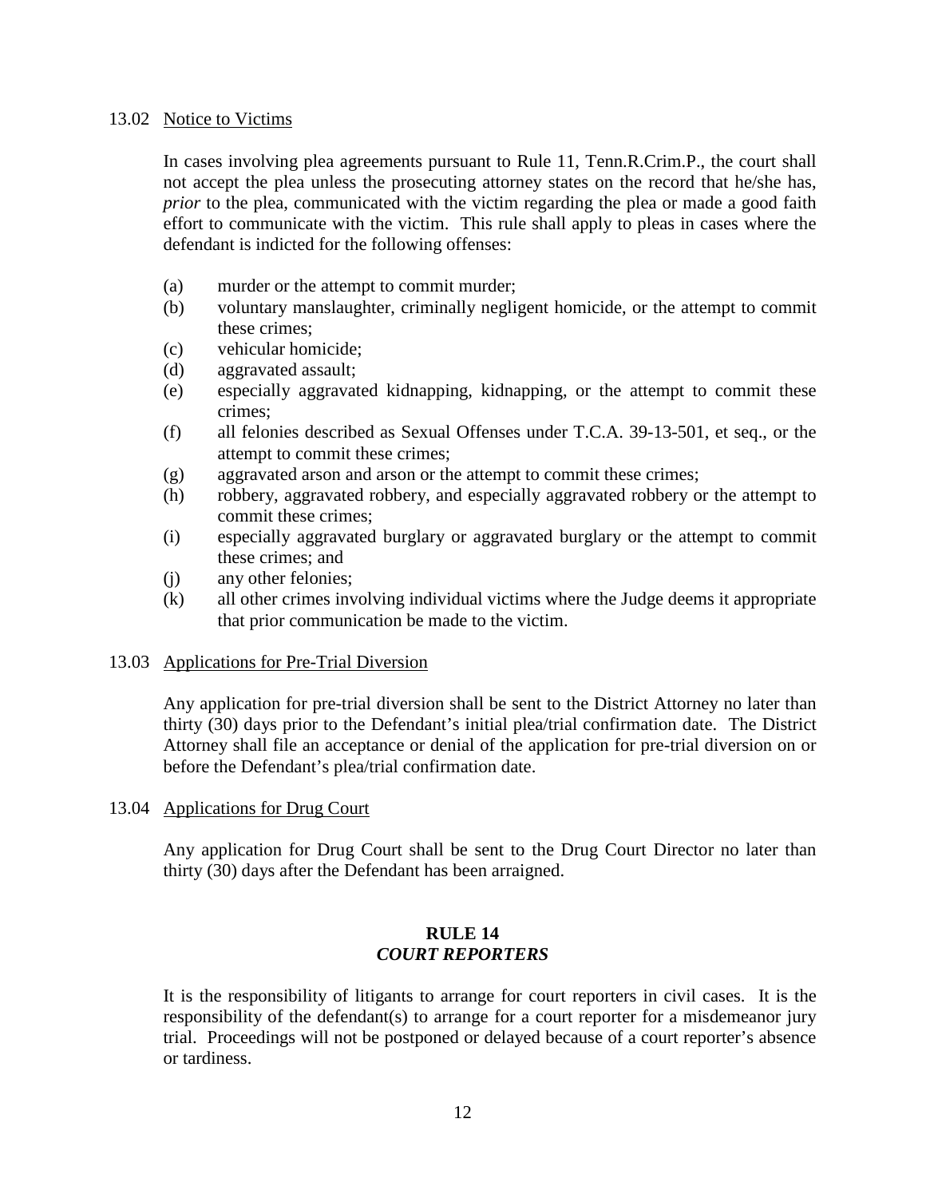13.02 Notice to Victims

In cases involving plea agreements pursuant to Rule 11, Tenn.R.Crim.P., the court shall not accept the plea unless the prosecuting attorney states on the record that he/she has, *prior* to the plea, communicated with the victim regarding the plea or made a good faith effort to communicate with the victim. This rule shall apply to pleas in cases where the defendant is indicted for the following offenses:

(a) murder or the attempt to commit murder;
(b) voluntary manslaughter, criminally negligent homicide, or the attempt to commit these crimes;
(c) vehicular homicide;
(d) aggravated assault;
(e) especially aggravated kidnapping, kidnapping, or the attempt to commit these crimes;
(f) all felonies described as Sexual Offenses under T.C.A. 39-13-501, et seq., or the attempt to commit these crimes;
(g) aggravated arson and arson or the attempt to commit these crimes;
(h) robbery, aggravated robbery, and especially aggravated robbery or the attempt to commit these crimes;
(i) especially aggravated burglary or aggravated burglary or the attempt to commit these crimes; and
(j) any other felonies;
(k) all other crimes involving individual victims where the Judge deems it appropriate that prior communication be made to the victim.

13.03 Applications for Pre-Trial Diversion

Any application for pre-trial diversion shall be sent to the District Attorney no later than thirty (30) days prior to the Defendant's initial plea/trial confirmation date. The District Attorney shall file an acceptance or denial of the application for pre-trial diversion on or before the Defendant's plea/trial confirmation date.

13.04 Applications for Drug Court

Any application for Drug Court shall be sent to the Drug Court Director no later than thirty (30) days after the Defendant has been arraigned.

## RULE 14
## *COURT REPORTERS*

It is the responsibility of litigants to arrange for court reporters in civil cases. It is the responsibility of the defendant(s) to arrange for a court reporter for a misdemeanor jury trial. Proceedings will not be postponed or delayed because of a court reporter's absence or tardiness.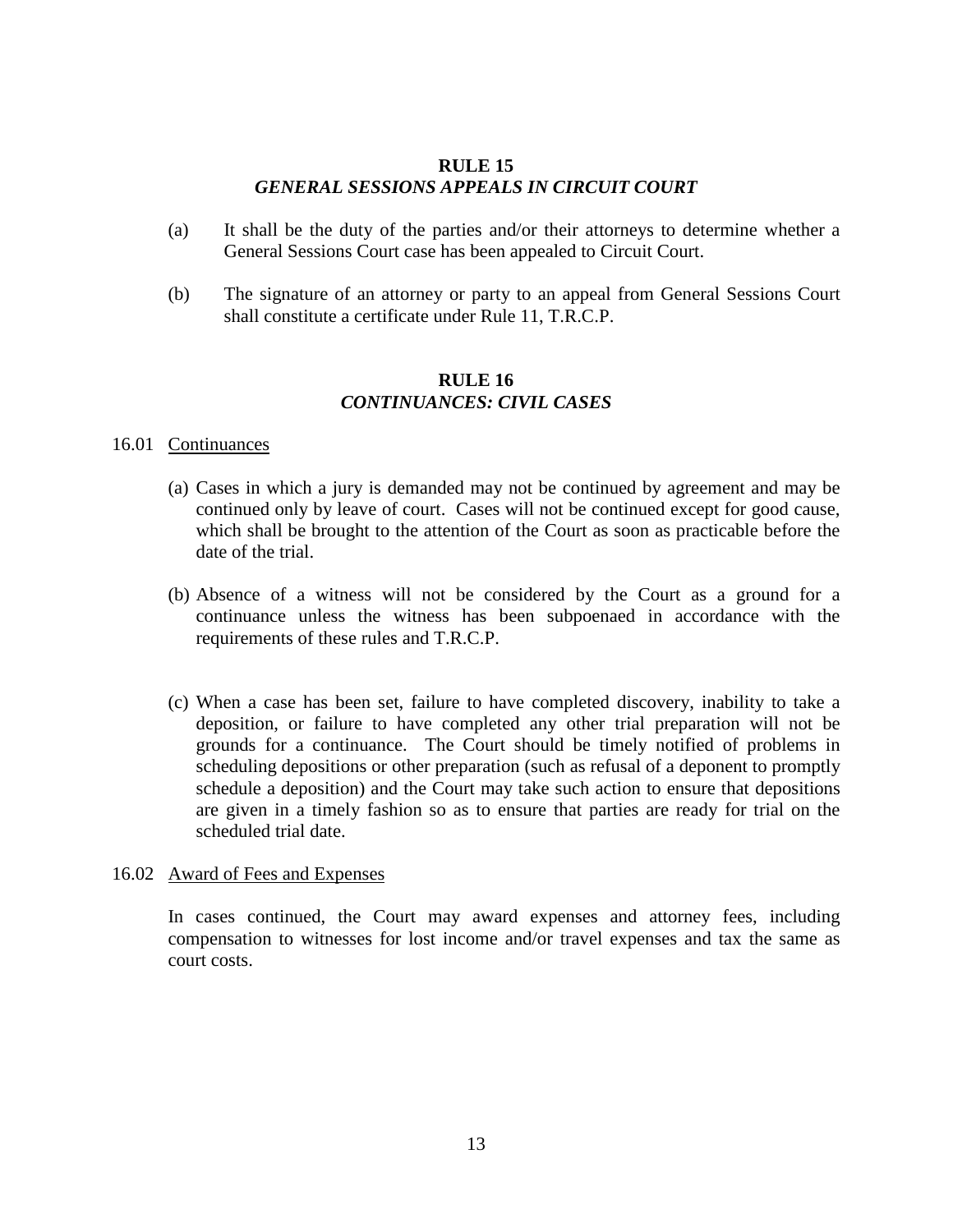## RULE 15
### *GENERAL SESSIONS APPEALS IN CIRCUIT COURT*

(a) It shall be the duty of the parties and/or their attorneys to determine whether a General Sessions Court case has been appealed to Circuit Court.

(b) The signature of an attorney or party to an appeal from General Sessions Court shall constitute a certificate under Rule 11, T.R.C.P.

## RULE 16
### *CONTINUANCES: CIVIL CASES*

16.01 Continuances

(a) Cases in which a jury is demanded may not be continued by agreement and may be continued only by leave of court. Cases will not be continued except for good cause, which shall be brought to the attention of the Court as soon as practicable before the date of the trial.

(b) Absence of a witness will not be considered by the Court as a ground for a continuance unless the witness has been subpoenaed in accordance with the requirements of these rules and T.R.C.P.

(c) When a case has been set, failure to have completed discovery, inability to take a deposition, or failure to have completed any other trial preparation will not be grounds for a continuance. The Court should be timely notified of problems in scheduling depositions or other preparation (such as refusal of a deponent to promptly schedule a deposition) and the Court may take such action to ensure that depositions are given in a timely fashion so as to ensure that parties are ready for trial on the scheduled trial date.

16.02 Award of Fees and Expenses

In cases continued, the Court may award expenses and attorney fees, including compensation to witnesses for lost income and/or travel expenses and tax the same as court costs.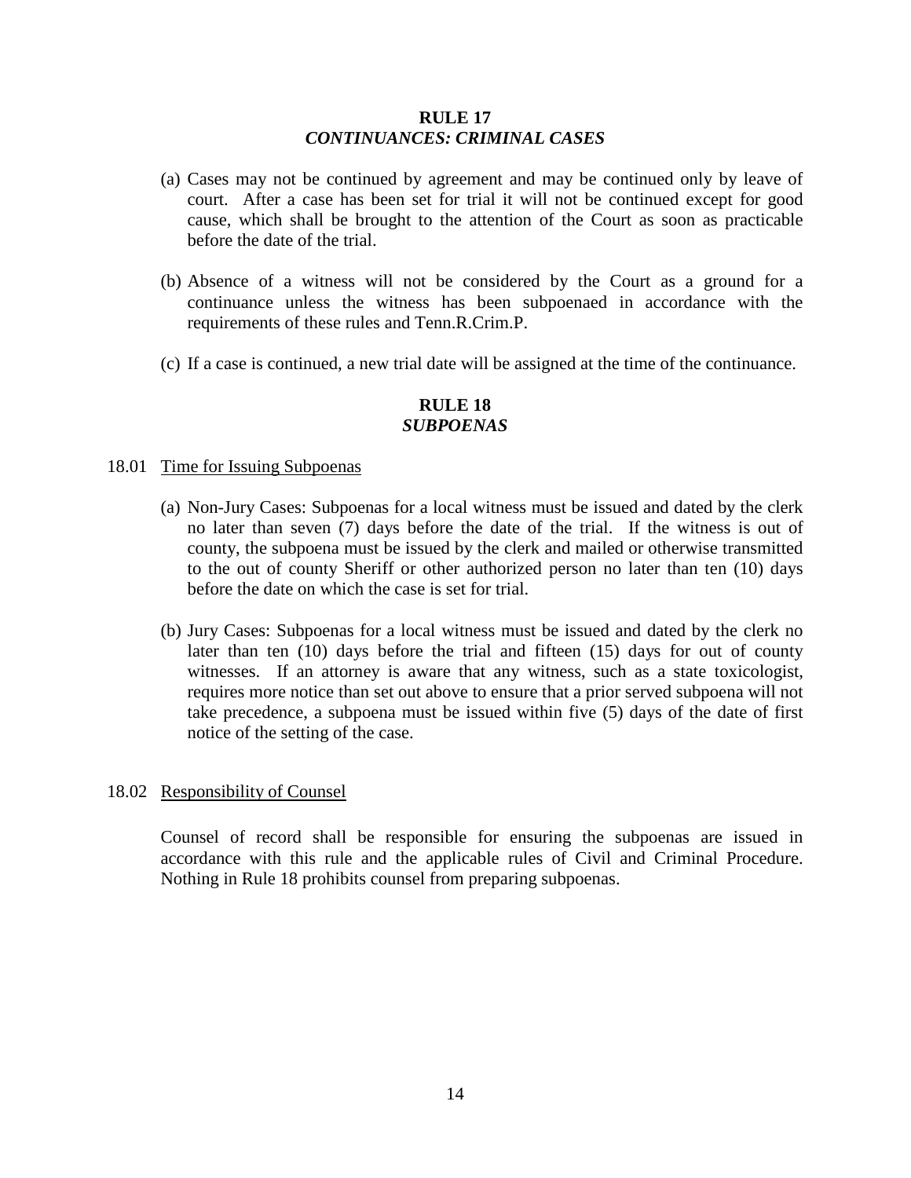## RULE 17
### *CONTINUANCES: CRIMINAL CASES*

(a) Cases may not be continued by agreement and may be continued only by leave of court. After a case has been set for trial it will not be continued except for good cause, which shall be brought to the attention of the Court as soon as practicable before the date of the trial.

(b) Absence of a witness will not be considered by the Court as a ground for a continuance unless the witness has been subpoenaed in accordance with the requirements of these rules and Tenn.R.Crim.P.

(c) If a case is continued, a new trial date will be assigned at the time of the continuance.

## RULE 18
### *SUBPOENAS*

18.01 Time for Issuing Subpoenas

(a) Non-Jury Cases: Subpoenas for a local witness must be issued and dated by the clerk no later than seven (7) days before the date of the trial. If the witness is out of county, the subpoena must be issued by the clerk and mailed or otherwise transmitted to the out of county Sheriff or other authorized person no later than ten (10) days before the date on which the case is set for trial.

(b) Jury Cases: Subpoenas for a local witness must be issued and dated by the clerk no later than ten (10) days before the trial and fifteen (15) days for out of county witnesses. If an attorney is aware that any witness, such as a state toxicologist, requires more notice than set out above to ensure that a prior served subpoena will not take precedence, a subpoena must be issued within five (5) days of the date of first notice of the setting of the case.

18.02 Responsibility of Counsel

Counsel of record shall be responsible for ensuring the subpoenas are issued in accordance with this rule and the applicable rules of Civil and Criminal Procedure. Nothing in Rule 18 prohibits counsel from preparing subpoenas.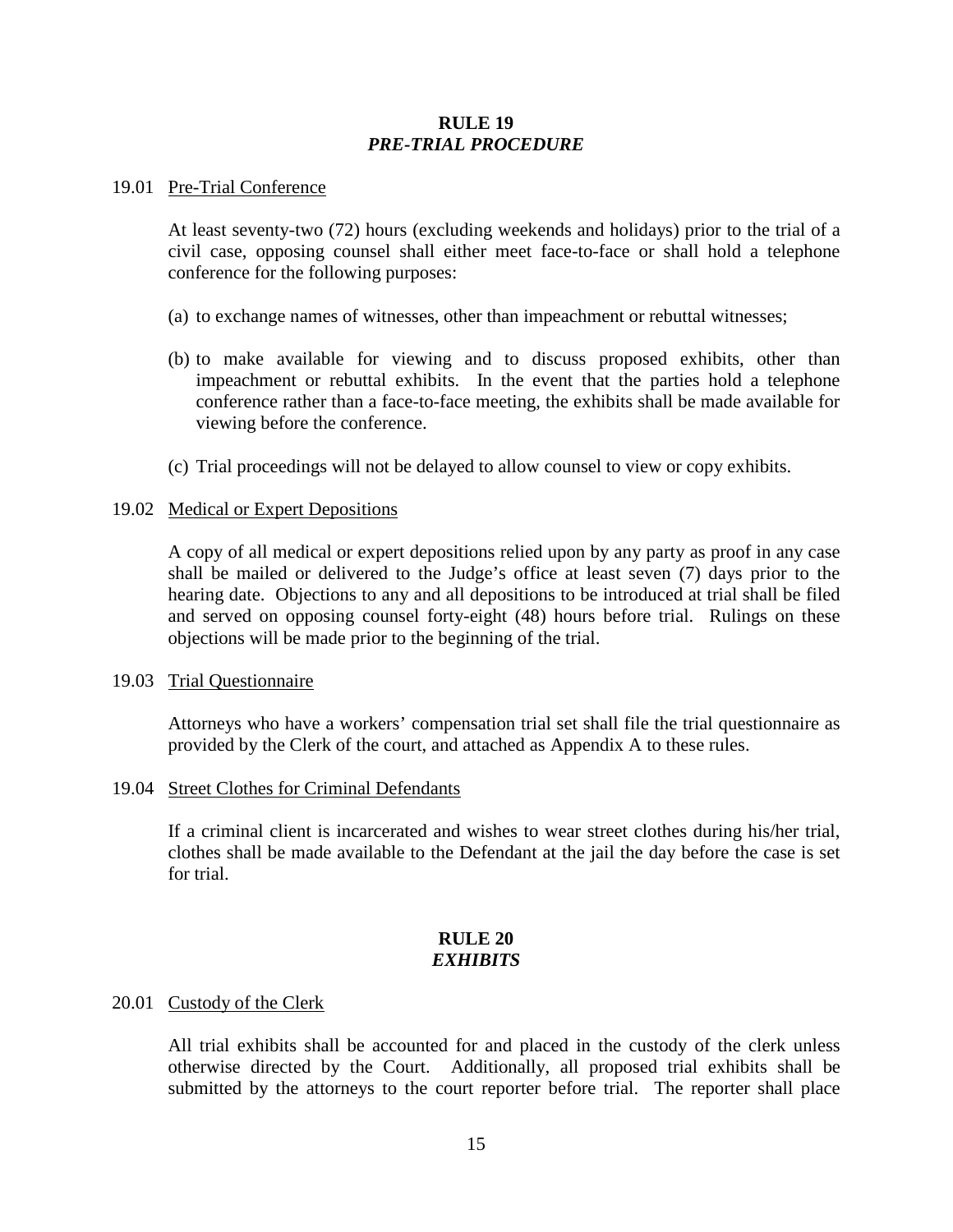## RULE 19
## *PRE-TRIAL PROCEDURE*

19.01 <u>Pre-Trial Conference</u>

At least seventy-two (72) hours (excluding weekends and holidays) prior to the trial of a civil case, opposing counsel shall either meet face-to-face or shall hold a telephone conference for the following purposes:

(a) to exchange names of witnesses, other than impeachment or rebuttal witnesses;

(b) to make available for viewing and to discuss proposed exhibits, other than impeachment or rebuttal exhibits. In the event that the parties hold a telephone conference rather than a face-to-face meeting, the exhibits shall be made available for viewing before the conference.

(c) Trial proceedings will not be delayed to allow counsel to view or copy exhibits.

19.02 <u>Medical or Expert Depositions</u>

A copy of all medical or expert depositions relied upon by any party as proof in any case shall be mailed or delivered to the Judge's office at least seven (7) days prior to the hearing date. Objections to any and all depositions to be introduced at trial shall be filed and served on opposing counsel forty-eight (48) hours before trial. Rulings on these objections will be made prior to the beginning of the trial.

19.03 <u>Trial Questionnaire</u>

Attorneys who have a workers' compensation trial set shall file the trial questionnaire as provided by the Clerk of the court, and attached as Appendix A to these rules.

19.04 <u>Street Clothes for Criminal Defendants</u>

If a criminal client is incarcerated and wishes to wear street clothes during his/her trial, clothes shall be made available to the Defendant at the jail the day before the case is set for trial.

## RULE 20
## *EXHIBITS*

20.01 <u>Custody of the Clerk</u>

All trial exhibits shall be accounted for and placed in the custody of the clerk unless otherwise directed by the Court. Additionally, all proposed trial exhibits shall be submitted by the attorneys to the court reporter before trial. The reporter shall place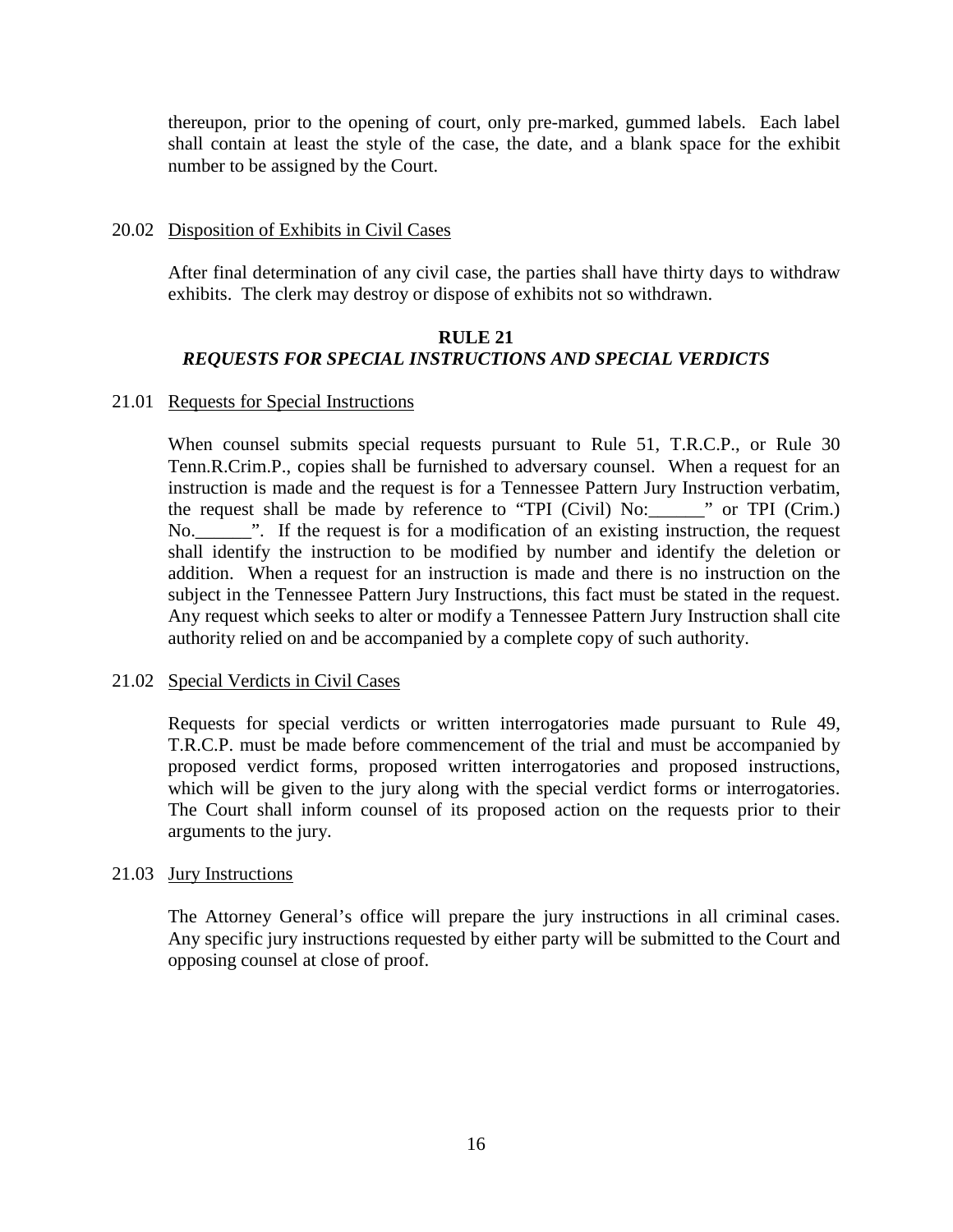thereupon, prior to the opening of court, only pre-marked, gummed labels. Each label shall contain at least the style of the case, the date, and a blank space for the exhibit number to be assigned by the Court.

20.02 <u>Disposition of Exhibits in Civil Cases</u>

After final determination of any civil case, the parties shall have thirty days to withdraw exhibits. The clerk may destroy or dispose of exhibits not so withdrawn.

## RULE 21
## *REQUESTS FOR SPECIAL INSTRUCTIONS AND SPECIAL VERDICTS*

21.01 <u>Requests for Special Instructions</u>

When counsel submits special requests pursuant to Rule 51, T.R.C.P., or Rule 30 Tenn.R.Crim.P., copies shall be furnished to adversary counsel. When a request for an instruction is made and the request is for a Tennessee Pattern Jury Instruction verbatim, the request shall be made by reference to "TPI (Civil) No:______" or TPI (Crim.) No.______". If the request is for a modification of an existing instruction, the request shall identify the instruction to be modified by number and identify the deletion or addition. When a request for an instruction is made and there is no instruction on the subject in the Tennessee Pattern Jury Instructions, this fact must be stated in the request. Any request which seeks to alter or modify a Tennessee Pattern Jury Instruction shall cite authority relied on and be accompanied by a complete copy of such authority.

21.02 <u>Special Verdicts in Civil Cases</u>

Requests for special verdicts or written interrogatories made pursuant to Rule 49, T.R.C.P. must be made before commencement of the trial and must be accompanied by proposed verdict forms, proposed written interrogatories and proposed instructions, which will be given to the jury along with the special verdict forms or interrogatories. The Court shall inform counsel of its proposed action on the requests prior to their arguments to the jury.

21.03 <u>Jury Instructions</u>

The Attorney General's office will prepare the jury instructions in all criminal cases. Any specific jury instructions requested by either party will be submitted to the Court and opposing counsel at close of proof.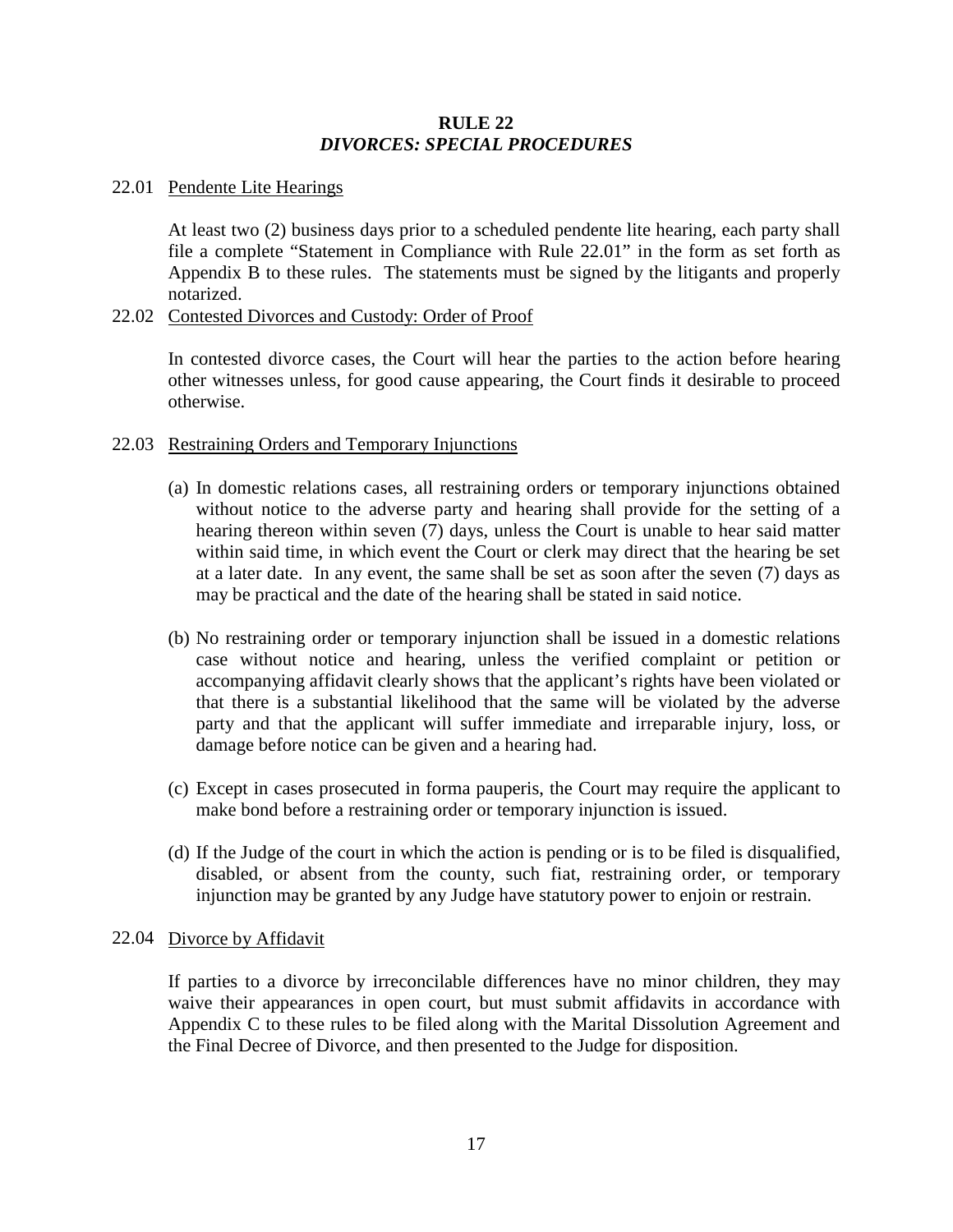# RULE 22

## *DIVORCES: SPECIAL PROCEDURES*

22.01 Pendente Lite Hearings

At least two (2) business days prior to a scheduled pendente lite hearing, each party shall file a complete "Statement in Compliance with Rule 22.01" in the form as set forth as Appendix B to these rules. The statements must be signed by the litigants and properly notarized.

22.02 Contested Divorces and Custody: Order of Proof

In contested divorce cases, the Court will hear the parties to the action before hearing other witnesses unless, for good cause appearing, the Court finds it desirable to proceed otherwise.

22.03 Restraining Orders and Temporary Injunctions

(a) In domestic relations cases, all restraining orders or temporary injunctions obtained without notice to the adverse party and hearing shall provide for the setting of a hearing thereon within seven (7) days, unless the Court is unable to hear said matter within said time, in which event the Court or clerk may direct that the hearing be set at a later date. In any event, the same shall be set as soon after the seven (7) days as may be practical and the date of the hearing shall be stated in said notice.

(b) No restraining order or temporary injunction shall be issued in a domestic relations case without notice and hearing, unless the verified complaint or petition or accompanying affidavit clearly shows that the applicant's rights have been violated or that there is a substantial likelihood that the same will be violated by the adverse party and that the applicant will suffer immediate and irreparable injury, loss, or damage before notice can be given and a hearing had.

(c) Except in cases prosecuted in forma pauperis, the Court may require the applicant to make bond before a restraining order or temporary injunction is issued.

(d) If the Judge of the court in which the action is pending or is to be filed is disqualified, disabled, or absent from the county, such fiat, restraining order, or temporary injunction may be granted by any Judge have statutory power to enjoin or restrain.

22.04 Divorce by Affidavit

If parties to a divorce by irreconcilable differences have no minor children, they may waive their appearances in open court, but must submit affidavits in accordance with Appendix C to these rules to be filed along with the Marital Dissolution Agreement and the Final Decree of Divorce, and then presented to the Judge for disposition.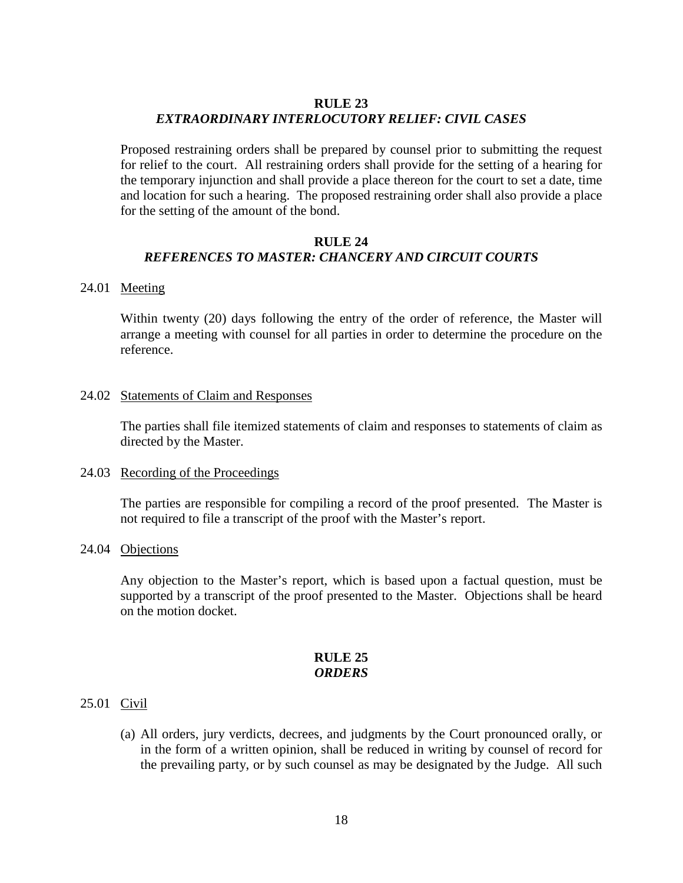## RULE 23
### *EXTRAORDINARY INTERLOCUTORY RELIEF: CIVIL CASES*

Proposed restraining orders shall be prepared by counsel prior to submitting the request for relief to the court. All restraining orders shall provide for the setting of a hearing for the temporary injunction and shall provide a place thereon for the court to set a date, time and location for such a hearing. The proposed restraining order shall also provide a place for the setting of the amount of the bond.

## RULE 24
### *REFERENCES TO MASTER: CHANCERY AND CIRCUIT COURTS*

24.01 Meeting

Within twenty (20) days following the entry of the order of reference, the Master will arrange a meeting with counsel for all parties in order to determine the procedure on the reference.

24.02 Statements of Claim and Responses

The parties shall file itemized statements of claim and responses to statements of claim as directed by the Master.

24.03 Recording of the Proceedings

The parties are responsible for compiling a record of the proof presented. The Master is not required to file a transcript of the proof with the Master's report.

24.04 Objections

Any objection to the Master's report, which is based upon a factual question, must be supported by a transcript of the proof presented to the Master. Objections shall be heard on the motion docket.

## RULE 25
### *ORDERS*

25.01 Civil

(a) All orders, jury verdicts, decrees, and judgments by the Court pronounced orally, or in the form of a written opinion, shall be reduced in writing by counsel of record for the prevailing party, or by such counsel as may be designated by the Judge. All such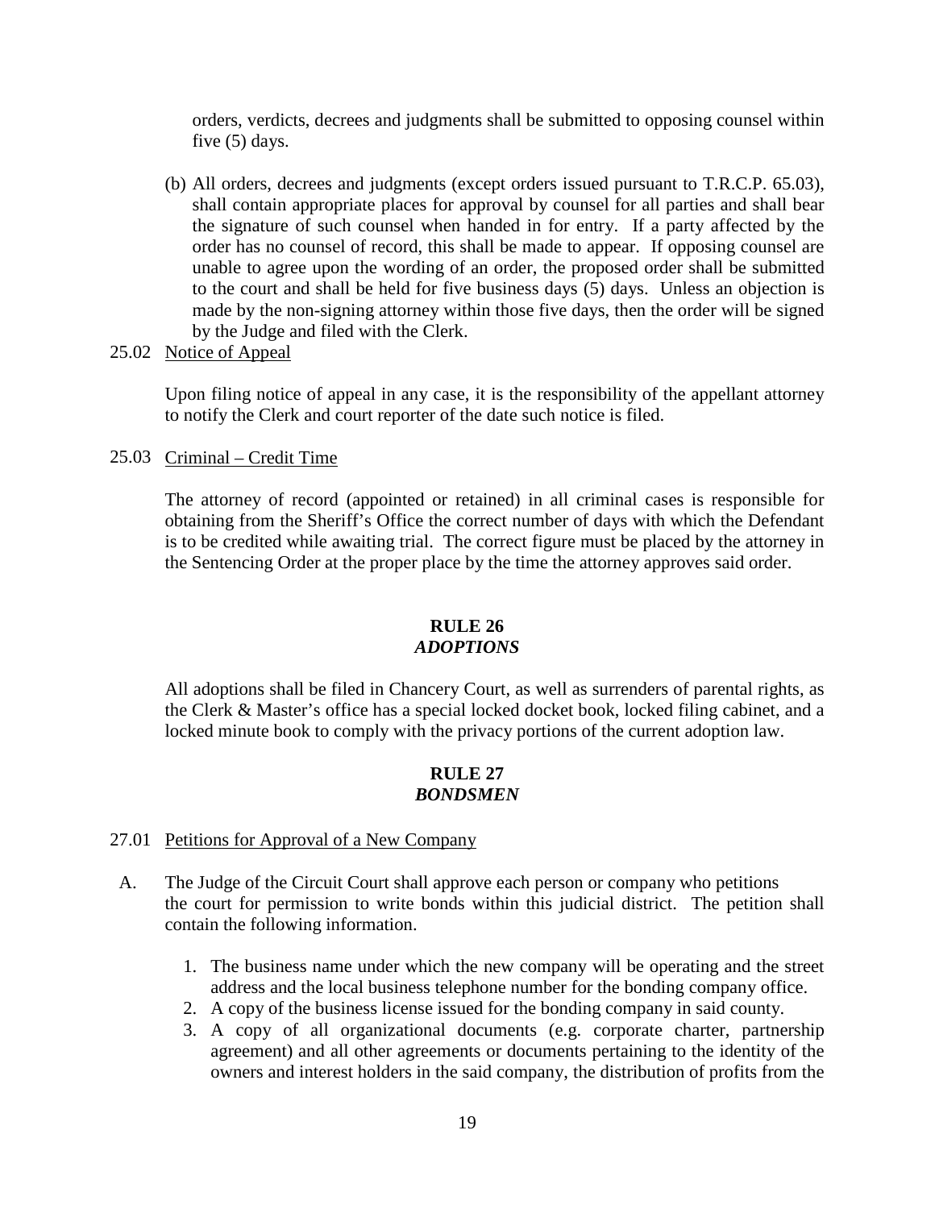orders, verdicts, decrees and judgments shall be submitted to opposing counsel within five (5) days.

(b) All orders, decrees and judgments (except orders issued pursuant to T.R.C.P. 65.03), shall contain appropriate places for approval by counsel for all parties and shall bear the signature of such counsel when handed in for entry. If a party affected by the order has no counsel of record, this shall be made to appear. If opposing counsel are unable to agree upon the wording of an order, the proposed order shall be submitted to the court and shall be held for five business days (5) days. Unless an objection is made by the non-signing attorney within those five days, then the order will be signed by the Judge and filed with the Clerk.

25.02 Notice of Appeal

Upon filing notice of appeal in any case, it is the responsibility of the appellant attorney to notify the Clerk and court reporter of the date such notice is filed.

25.03 Criminal – Credit Time

The attorney of record (appointed or retained) in all criminal cases is responsible for obtaining from the Sheriff's Office the correct number of days with which the Defendant is to be credited while awaiting trial. The correct figure must be placed by the attorney in the Sentencing Order at the proper place by the time the attorney approves said order.

## RULE 26
## *ADOPTIONS*

All adoptions shall be filed in Chancery Court, as well as surrenders of parental rights, as the Clerk & Master's office has a special locked docket book, locked filing cabinet, and a locked minute book to comply with the privacy portions of the current adoption law.

## RULE 27
## *BONDSMEN*

27.01 Petitions for Approval of a New Company

A. The Judge of the Circuit Court shall approve each person or company who petitions the court for permission to write bonds within this judicial district. The petition shall contain the following information.

1. The business name under which the new company will be operating and the street address and the local business telephone number for the bonding company office.
2. A copy of the business license issued for the bonding company in said county.
3. A copy of all organizational documents (e.g. corporate charter, partnership agreement) and all other agreements or documents pertaining to the identity of the owners and interest holders in the said company, the distribution of profits from the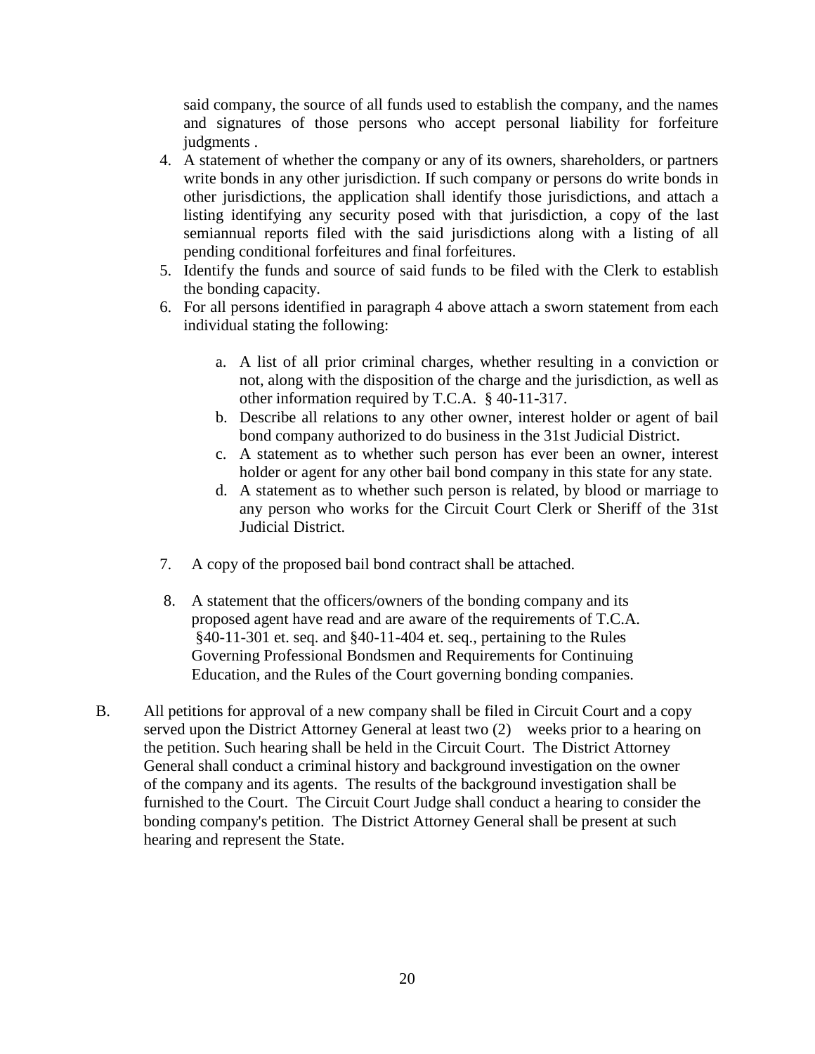said company, the source of all funds used to establish the company, and the names and signatures of those persons who accept personal liability for forfeiture judgments .

4. A statement of whether the company or any of its owners, shareholders, or partners write bonds in any other jurisdiction. If such company or persons do write bonds in other jurisdictions, the application shall identify those jurisdictions, and attach a listing identifying any security posed with that jurisdiction, a copy of the last semiannual reports filed with the said jurisdictions along with a listing of all pending conditional forfeitures and final forfeitures.
5. Identify the funds and source of said funds to be filed with the Clerk to establish the bonding capacity.
6. For all persons identified in paragraph 4 above attach a sworn statement from each individual stating the following:

   a. A list of all prior criminal charges, whether resulting in a conviction or not, along with the disposition of the charge and the jurisdiction, as well as other information required by T.C.A. § 40-11-317.
   b. Describe all relations to any other owner, interest holder or agent of bail bond company authorized to do business in the 31st Judicial District.
   c. A statement as to whether such person has ever been an owner, interest holder or agent for any other bail bond company in this state for any state.
   d. A statement as to whether such person is related, by blood or marriage to any person who works for the Circuit Court Clerk or Sheriff of the 31st Judicial District.

7. A copy of the proposed bail bond contract shall be attached.

8. A statement that the officers/owners of the bonding company and its proposed agent have read and are aware of the requirements of T.C.A. §40-11-301 et. seq. and §40-11-404 et. seq., pertaining to the Rules Governing Professional Bondsmen and Requirements for Continuing Education, and the Rules of the Court governing bonding companies.

B. All petitions for approval of a new company shall be filed in Circuit Court and a copy served upon the District Attorney General at least two (2) weeks prior to a hearing on the petition. Such hearing shall be held in the Circuit Court. The District Attorney General shall conduct a criminal history and background investigation on the owner of the company and its agents. The results of the background investigation shall be furnished to the Court. The Circuit Court Judge shall conduct a hearing to consider the bonding company's petition. The District Attorney General shall be present at such hearing and represent the State.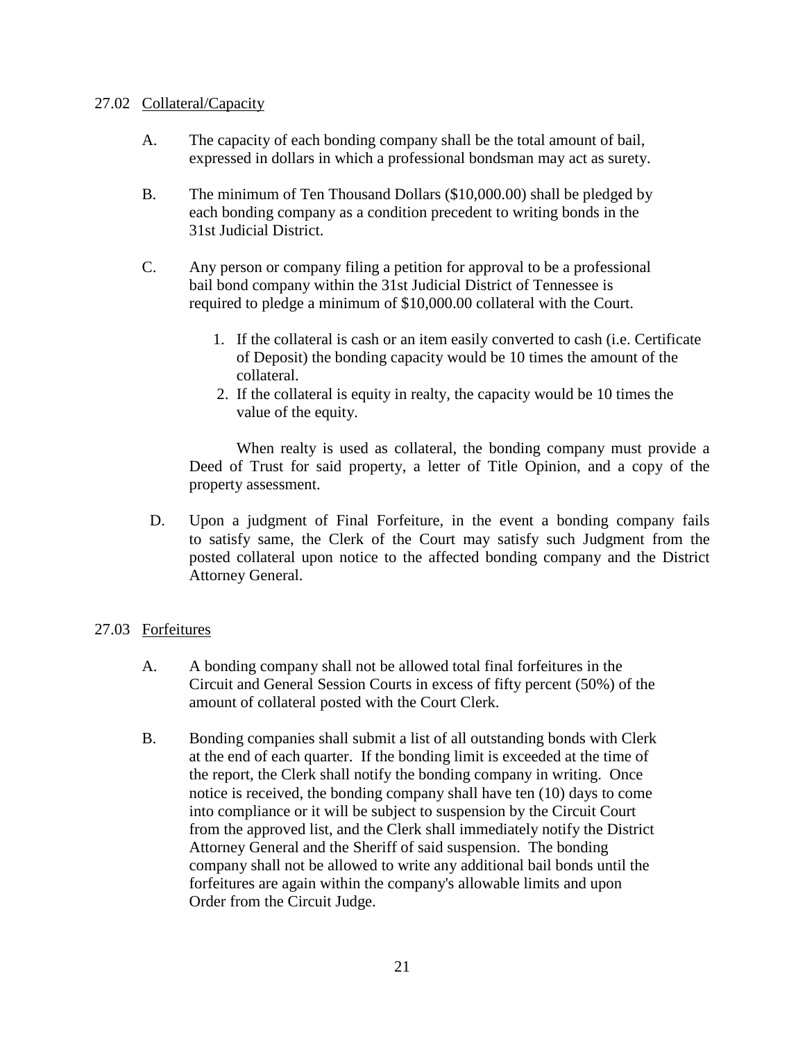27.02 Collateral/Capacity

A. The capacity of each bonding company shall be the total amount of bail, expressed in dollars in which a professional bondsman may act as surety.

B. The minimum of Ten Thousand Dollars ($10,000.00) shall be pledged by each bonding company as a condition precedent to writing bonds in the 31st Judicial District.

C. Any person or company filing a petition for approval to be a professional bail bond company within the 31st Judicial District of Tennessee is required to pledge a minimum of $10,000.00 collateral with the Court.

   1. If the collateral is cash or an item easily converted to cash (i.e. Certificate of Deposit) the bonding capacity would be 10 times the amount of the collateral.
   2. If the collateral is equity in realty, the capacity would be 10 times the value of the equity.

   When realty is used as collateral, the bonding company must provide a Deed of Trust for said property, a letter of Title Opinion, and a copy of the property assessment.

D. Upon a judgment of Final Forfeiture, in the event a bonding company fails to satisfy same, the Clerk of the Court may satisfy such Judgment from the posted collateral upon notice to the affected bonding company and the District Attorney General.

27.03 Forfeitures

A. A bonding company shall not be allowed total final forfeitures in the Circuit and General Session Courts in excess of fifty percent (50%) of the amount of collateral posted with the Court Clerk.

B. Bonding companies shall submit a list of all outstanding bonds with Clerk at the end of each quarter. If the bonding limit is exceeded at the time of the report, the Clerk shall notify the bonding company in writing. Once notice is received, the bonding company shall have ten (10) days to come into compliance or it will be subject to suspension by the Circuit Court from the approved list, and the Clerk shall immediately notify the District Attorney General and the Sheriff of said suspension. The bonding company shall not be allowed to write any additional bail bonds until the forfeitures are again within the company's allowable limits and upon Order from the Circuit Judge.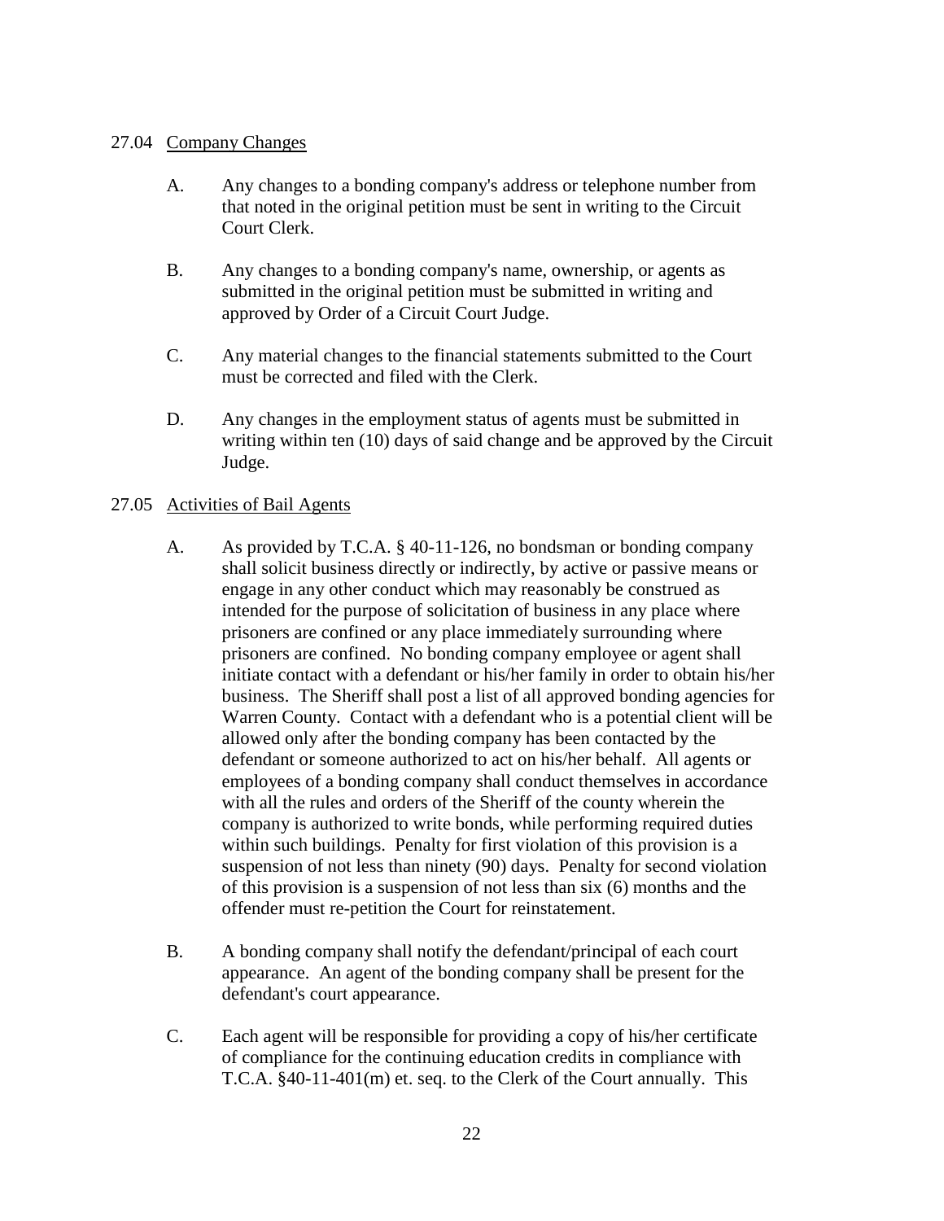27.04 Company Changes

A. Any changes to a bonding company's address or telephone number from that noted in the original petition must be sent in writing to the Circuit Court Clerk.

B. Any changes to a bonding company's name, ownership, or agents as submitted in the original petition must be submitted in writing and approved by Order of a Circuit Court Judge.

C. Any material changes to the financial statements submitted to the Court must be corrected and filed with the Clerk.

D. Any changes in the employment status of agents must be submitted in writing within ten (10) days of said change and be approved by the Circuit Judge.

27.05 Activities of Bail Agents

A. As provided by T.C.A. § 40-11-126, no bondsman or bonding company shall solicit business directly or indirectly, by active or passive means or engage in any other conduct which may reasonably be construed as intended for the purpose of solicitation of business in any place where prisoners are confined or any place immediately surrounding where prisoners are confined. No bonding company employee or agent shall initiate contact with a defendant or his/her family in order to obtain his/her business. The Sheriff shall post a list of all approved bonding agencies for Warren County. Contact with a defendant who is a potential client will be allowed only after the bonding company has been contacted by the defendant or someone authorized to act on his/her behalf. All agents or employees of a bonding company shall conduct themselves in accordance with all the rules and orders of the Sheriff of the county wherein the company is authorized to write bonds, while performing required duties within such buildings. Penalty for first violation of this provision is a suspension of not less than ninety (90) days. Penalty for second violation of this provision is a suspension of not less than six (6) months and the offender must re-petition the Court for reinstatement.

B. A bonding company shall notify the defendant/principal of each court appearance. An agent of the bonding company shall be present for the defendant's court appearance.

C. Each agent will be responsible for providing a copy of his/her certificate of compliance for the continuing education credits in compliance with T.C.A. §40-11-401(m) et. seq. to the Clerk of the Court annually. This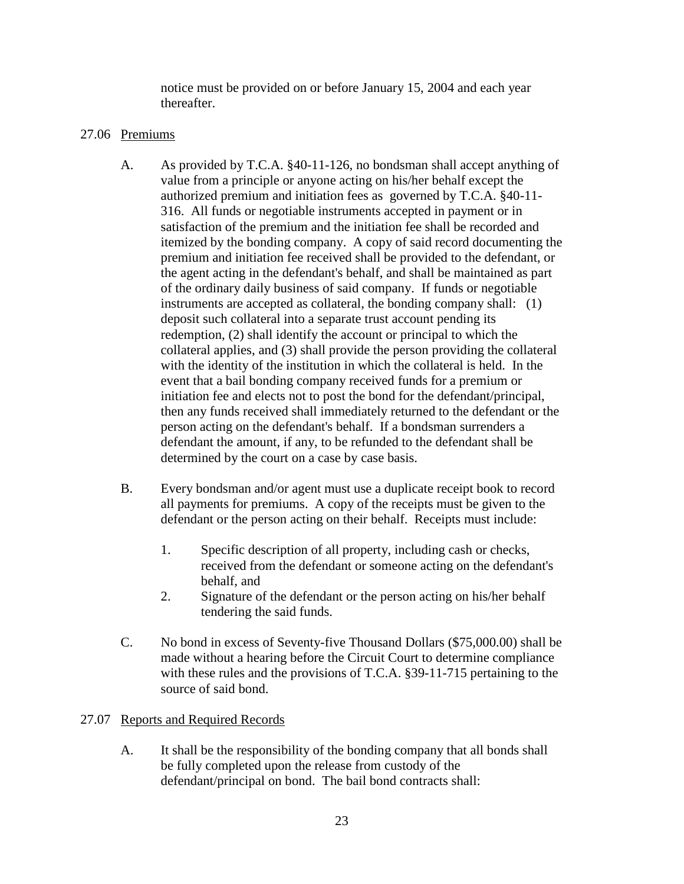notice must be provided on or before January 15, 2004 and each year thereafter.

27.06 Premiums

A. As provided by T.C.A. §40-11-126, no bondsman shall accept anything of value from a principle or anyone acting on his/her behalf except the authorized premium and initiation fees as governed by T.C.A. §40-11-316. All funds or negotiable instruments accepted in payment or in satisfaction of the premium and the initiation fee shall be recorded and itemized by the bonding company. A copy of said record documenting the premium and initiation fee received shall be provided to the defendant, or the agent acting in the defendant's behalf, and shall be maintained as part of the ordinary daily business of said company. If funds or negotiable instruments are accepted as collateral, the bonding company shall: (1) deposit such collateral into a separate trust account pending its redemption, (2) shall identify the account or principal to which the collateral applies, and (3) shall provide the person providing the collateral with the identity of the institution in which the collateral is held. In the event that a bail bonding company received funds for a premium or initiation fee and elects not to post the bond for the defendant/principal, then any funds received shall immediately returned to the defendant or the person acting on the defendant's behalf. If a bondsman surrenders a defendant the amount, if any, to be refunded to the defendant shall be determined by the court on a case by case basis.

B. Every bondsman and/or agent must use a duplicate receipt book to record all payments for premiums. A copy of the receipts must be given to the defendant or the person acting on their behalf. Receipts must include:

1. Specific description of all property, including cash or checks, received from the defendant or someone acting on the defendant's behalf, and
2. Signature of the defendant or the person acting on his/her behalf tendering the said funds.

C. No bond in excess of Seventy-five Thousand Dollars ($75,000.00) shall be made without a hearing before the Circuit Court to determine compliance with these rules and the provisions of T.C.A. §39-11-715 pertaining to the source of said bond.

27.07 Reports and Required Records

A. It shall be the responsibility of the bonding company that all bonds shall be fully completed upon the release from custody of the defendant/principal on bond. The bail bond contracts shall: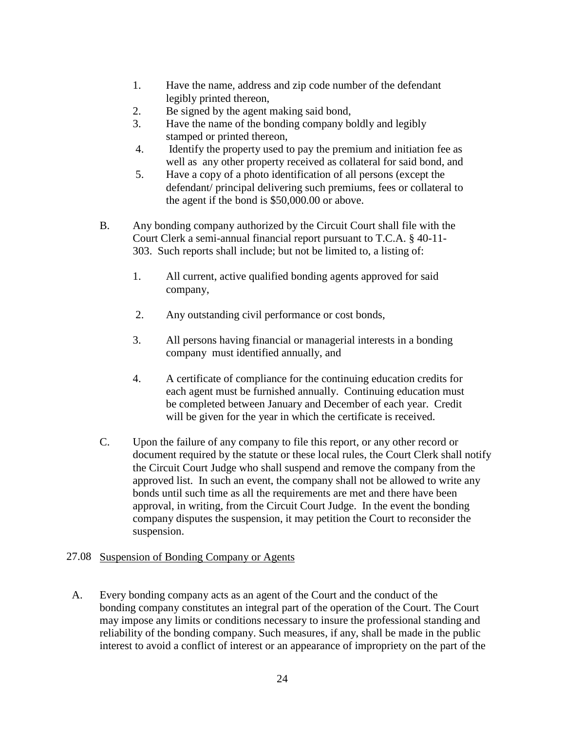1. Have the name, address and zip code number of the defendant legibly printed thereon,
2. Be signed by the agent making said bond,
3. Have the name of the bonding company boldly and legibly stamped or printed thereon,
4. Identify the property used to pay the premium and initiation fee as well as any other property received as collateral for said bond, and
5. Have a copy of a photo identification of all persons (except the defendant/ principal delivering such premiums, fees or collateral to the agent if the bond is $50,000.00 or above.

B. Any bonding company authorized by the Circuit Court shall file with the Court Clerk a semi-annual financial report pursuant to T.C.A. § 40-11-303. Such reports shall include; but not be limited to, a listing of:

1. All current, active qualified bonding agents approved for said company,
2. Any outstanding civil performance or cost bonds,
3. All persons having financial or managerial interests in a bonding company must identified annually, and
4. A certificate of compliance for the continuing education credits for each agent must be furnished annually. Continuing education must be completed between January and December of each year. Credit will be given for the year in which the certificate is received.

C. Upon the failure of any company to file this report, or any other record or document required by the statute or these local rules, the Court Clerk shall notify the Circuit Court Judge who shall suspend and remove the company from the approved list. In such an event, the company shall not be allowed to write any bonds until such time as all the requirements are met and there have been approval, in writing, from the Circuit Court Judge. In the event the bonding company disputes the suspension, it may petition the Court to reconsider the suspension.

27.08 Suspension of Bonding Company or Agents

A. Every bonding company acts as an agent of the Court and the conduct of the bonding company constitutes an integral part of the operation of the Court. The Court may impose any limits or conditions necessary to insure the professional standing and reliability of the bonding company. Such measures, if any, shall be made in the public interest to avoid a conflict of interest or an appearance of impropriety on the part of the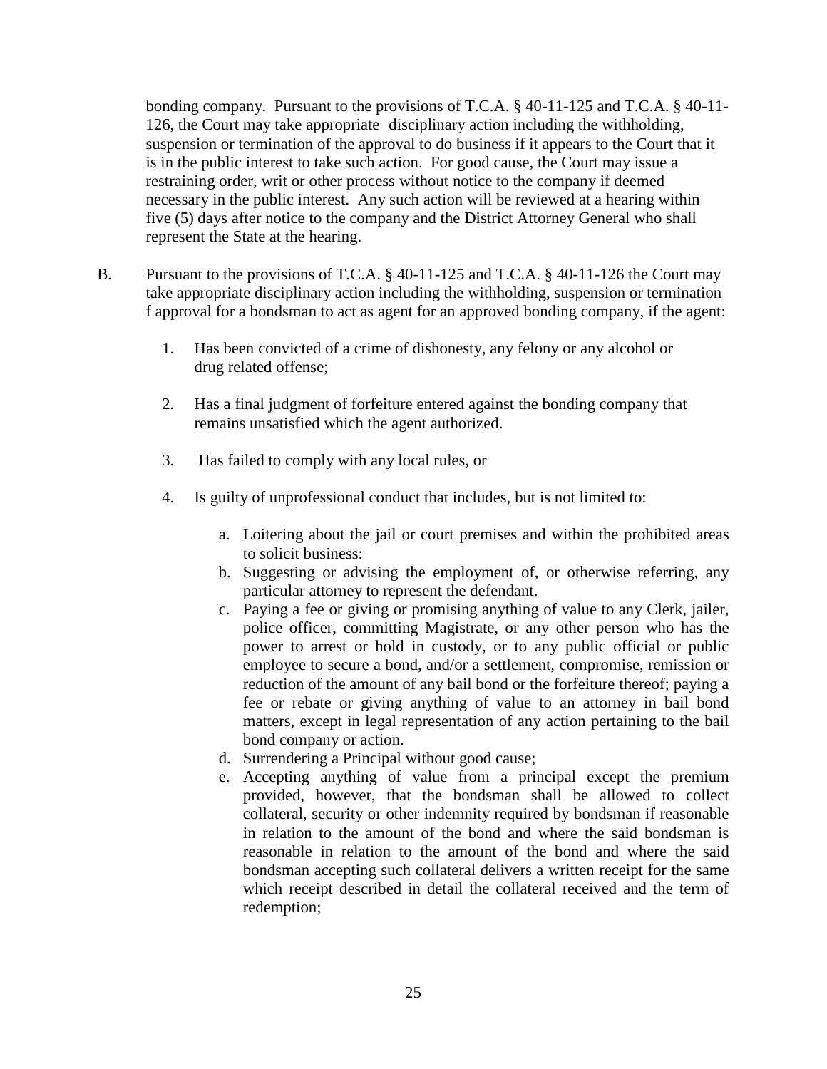bonding company. Pursuant to the provisions of T.C.A. § 40-11-125 and T.C.A. § 40-11-126, the Court may take appropriate disciplinary action including the withholding, suspension or termination of the approval to do business if it appears to the Court that it is in the public interest to take such action. For good cause, the Court may issue a restraining order, writ or other process without notice to the company if deemed necessary in the public interest. Any such action will be reviewed at a hearing within five (5) days after notice to the company and the District Attorney General who shall represent the State at the hearing.

B. Pursuant to the provisions of T.C.A. § 40-11-125 and T.C.A. § 40-11-126 the Court may take appropriate disciplinary action including the withholding, suspension or termination f approval for a bondsman to act as agent for an approved bonding company, if the agent:

1. Has been convicted of a crime of dishonesty, any felony or any alcohol or drug related offense;

2. Has a final judgment of forfeiture entered against the bonding company that remains unsatisfied which the agent authorized.

3. Has failed to comply with any local rules, or

4. Is guilty of unprofessional conduct that includes, but is not limited to:

   a. Loitering about the jail or court premises and within the prohibited areas to solicit business:
   b. Suggesting or advising the employment of, or otherwise referring, any particular attorney to represent the defendant.
   c. Paying a fee or giving or promising anything of value to any Clerk, jailer, police officer, committing Magistrate, or any other person who has the power to arrest or hold in custody, or to any public official or public employee to secure a bond, and/or a settlement, compromise, remission or reduction of the amount of any bail bond or the forfeiture thereof; paying a fee or rebate or giving anything of value to an attorney in bail bond matters, except in legal representation of any action pertaining to the bail bond company or action.
   d. Surrendering a Principal without good cause;
   e. Accepting anything of value from a principal except the premium provided, however, that the bondsman shall be allowed to collect collateral, security or other indemnity required by bondsman if reasonable in relation to the amount of the bond and where the said bondsman is reasonable in relation to the amount of the bond and where the said bondsman accepting such collateral delivers a written receipt for the same which receipt described in detail the collateral received and the term of redemption;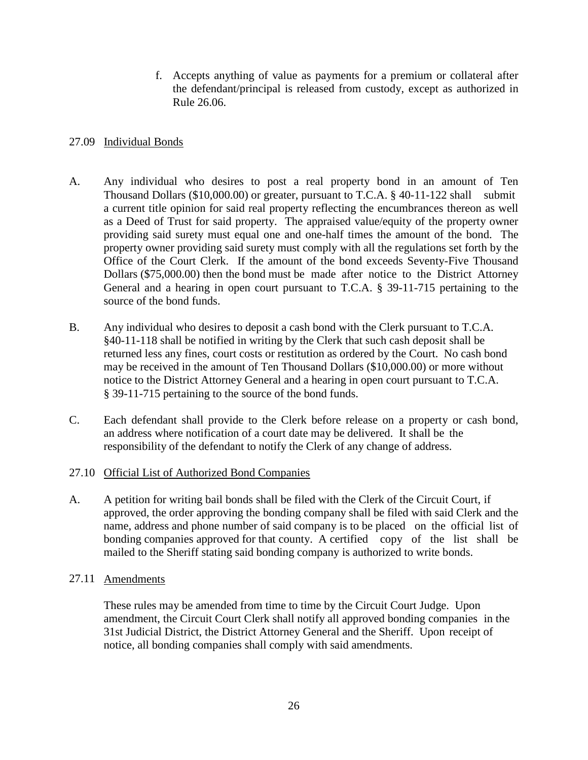f. Accepts anything of value as payments for a premium or collateral after the defendant/principal is released from custody, except as authorized in Rule 26.06.

27.09 Individual Bonds

A. Any individual who desires to post a real property bond in an amount of Ten Thousand Dollars ($10,000.00) or greater, pursuant to T.C.A. § 40-11-122 shall submit a current title opinion for said real property reflecting the encumbrances thereon as well as a Deed of Trust for said property. The appraised value/equity of the property owner providing said surety must equal one and one-half times the amount of the bond. The property owner providing said surety must comply with all the regulations set forth by the Office of the Court Clerk. If the amount of the bond exceeds Seventy-Five Thousand Dollars ($75,000.00) then the bond must be made after notice to the District Attorney General and a hearing in open court pursuant to T.C.A. § 39-11-715 pertaining to the source of the bond funds.

B. Any individual who desires to deposit a cash bond with the Clerk pursuant to T.C.A. §40-11-118 shall be notified in writing by the Clerk that such cash deposit shall be returned less any fines, court costs or restitution as ordered by the Court. No cash bond may be received in the amount of Ten Thousand Dollars ($10,000.00) or more without notice to the District Attorney General and a hearing in open court pursuant to T.C.A. § 39-11-715 pertaining to the source of the bond funds.

C. Each defendant shall provide to the Clerk before release on a property or cash bond, an address where notification of a court date may be delivered. It shall be the responsibility of the defendant to notify the Clerk of any change of address.

27.10 Official List of Authorized Bond Companies

A. A petition for writing bail bonds shall be filed with the Clerk of the Circuit Court, if approved, the order approving the bonding company shall be filed with said Clerk and the name, address and phone number of said company is to be placed on the official list of bonding companies approved for that county. A certified copy of the list shall be mailed to the Sheriff stating said bonding company is authorized to write bonds.

27.11 Amendments

These rules may be amended from time to time by the Circuit Court Judge. Upon amendment, the Circuit Court Clerk shall notify all approved bonding companies in the 31st Judicial District, the District Attorney General and the Sheriff. Upon receipt of notice, all bonding companies shall comply with said amendments.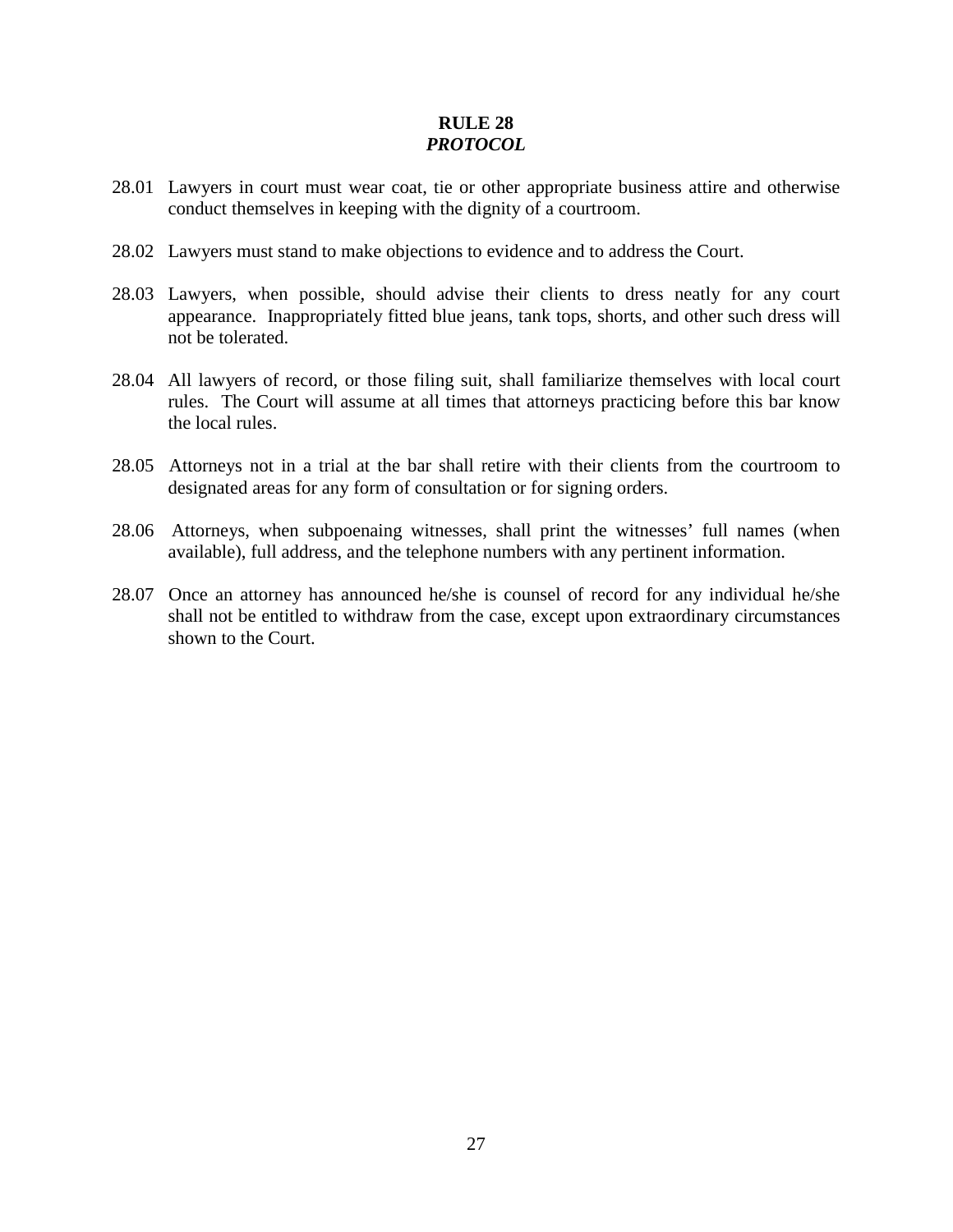## RULE 28
### ***PROTOCOL***

28.01 Lawyers in court must wear coat, tie or other appropriate business attire and otherwise conduct themselves in keeping with the dignity of a courtroom.

28.02 Lawyers must stand to make objections to evidence and to address the Court.

28.03 Lawyers, when possible, should advise their clients to dress neatly for any court appearance. Inappropriately fitted blue jeans, tank tops, shorts, and other such dress will not be tolerated.

28.04 All lawyers of record, or those filing suit, shall familiarize themselves with local court rules. The Court will assume at all times that attorneys practicing before this bar know the local rules.

28.05 Attorneys not in a trial at the bar shall retire with their clients from the courtroom to designated areas for any form of consultation or for signing orders.

28.06 Attorneys, when subpoenaing witnesses, shall print the witnesses' full names (when available), full address, and the telephone numbers with any pertinent information.

28.07 Once an attorney has announced he/she is counsel of record for any individual he/she shall not be entitled to withdraw from the case, except upon extraordinary circumstances shown to the Court.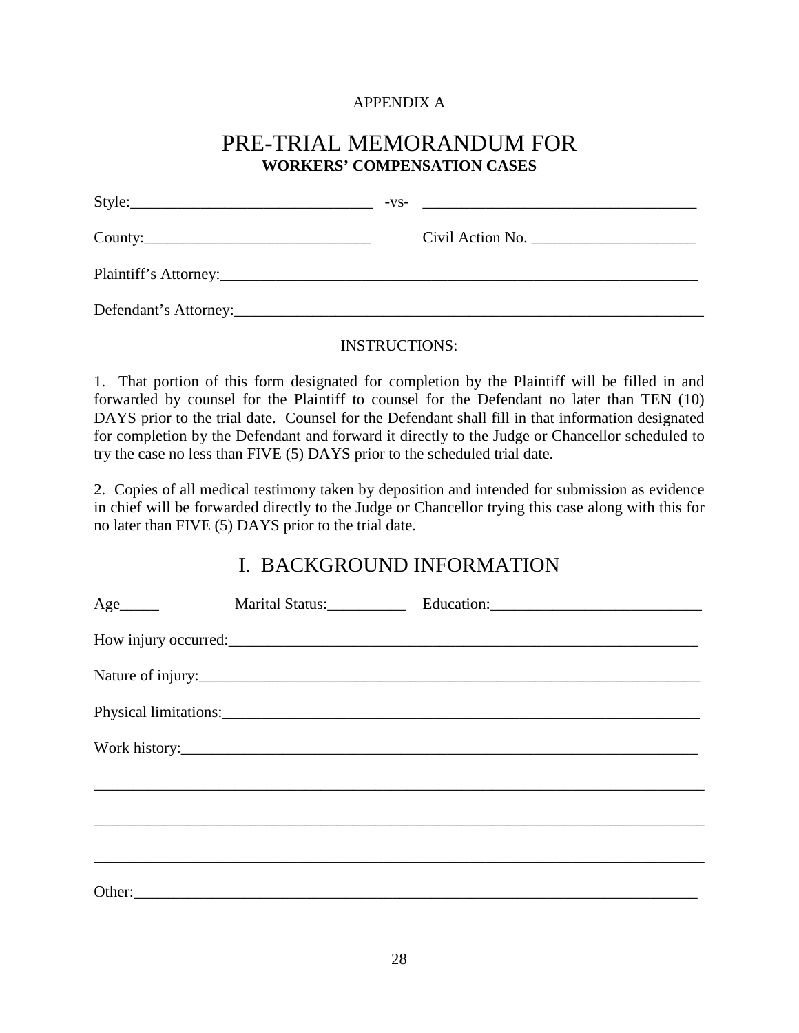APPENDIX A

# PRE-TRIAL MEMORANDUM FOR
**WORKERS' COMPENSATION CASES**

Style:_______________________________ -vs- ___________________________________

County:_____________________________ Civil Action No. _____________________

Plaintiff's Attorney:_______________________________________________________________

Defendant's Attorney:______________________________________________________________

INSTRUCTIONS:

1. That portion of this form designated for completion by the Plaintiff will be filled in and forwarded by counsel for the Plaintiff to counsel for the Defendant no later than TEN (10) DAYS prior to the trial date. Counsel for the Defendant shall fill in that information designated for completion by the Defendant and forward it directly to the Judge or Chancellor scheduled to try the case no less than FIVE (5) DAYS prior to the scheduled trial date.

2. Copies of all medical testimony taken by deposition and intended for submission as evidence in chief will be forwarded directly to the Judge or Chancellor trying this case along with this for no later than FIVE (5) DAYS prior to the trial date.

## I. BACKGROUND INFORMATION

Age_____ Marital Status:__________ Education:___________________________

How injury occurred:_______________________________________________________________

Nature of injury:__________________________________________________________________

Physical limitations:_______________________________________________________________

Work history:_____________________________________________________________________

__________________________________________________________________________________

__________________________________________________________________________________

__________________________________________________________________________________

Other:____________________________________________________________________________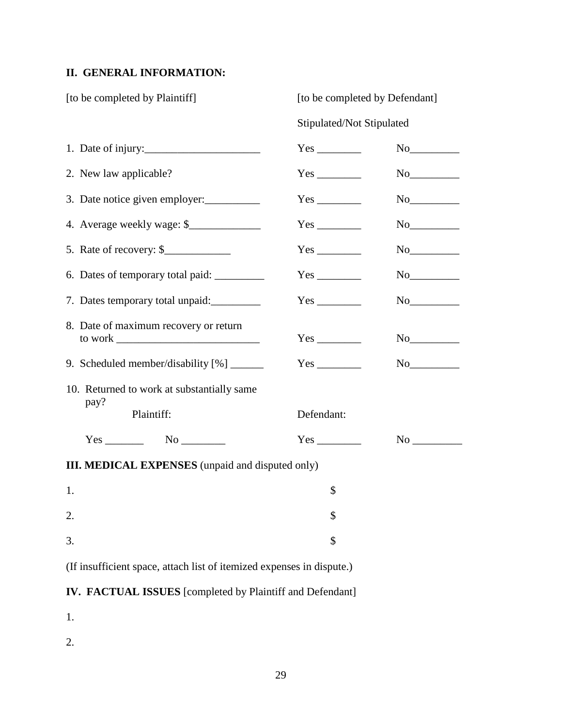## II. GENERAL INFORMATION:

| [to be completed by Plaintiff] | [to be completed by Defendant] | |
|---|---|---|
| | Stipulated/Not Stipulated | |
| 1. Date of injury:_____________________ | Yes ________ | No_________ |
| 2. New law applicable? | Yes ________ | No_________ |
| 3. Date notice given employer:__________ | Yes ________ | No_________ |
| 4. Average weekly wage: $_____________ | Yes ________ | No_________ |
| 5. Rate of recovery: $____________ | Yes ________ | No_________ |
| 6. Dates of temporary total paid: _________ | Yes ________ | No_________ |
| 7. Dates temporary total unpaid:_________ | Yes ________ | No_________ |
| 8. Date of maximum recovery or return to work __________________________ | Yes ________ | No_________ |
| 9. Scheduled member/disability [%] ______ | Yes ________ | No_________ |
| 10. Returned to work at substantially same pay? Plaintiff: | Defendant: | |
| Yes _______ No ________ | Yes ________ | No _________ |

**III. MEDICAL EXPENSES** (unpaid and disputed only)

1. $

2. $

3. $

(If insufficient space, attach list of itemized expenses in dispute.)

**IV. FACTUAL ISSUES** [completed by Plaintiff and Defendant]

1.

2.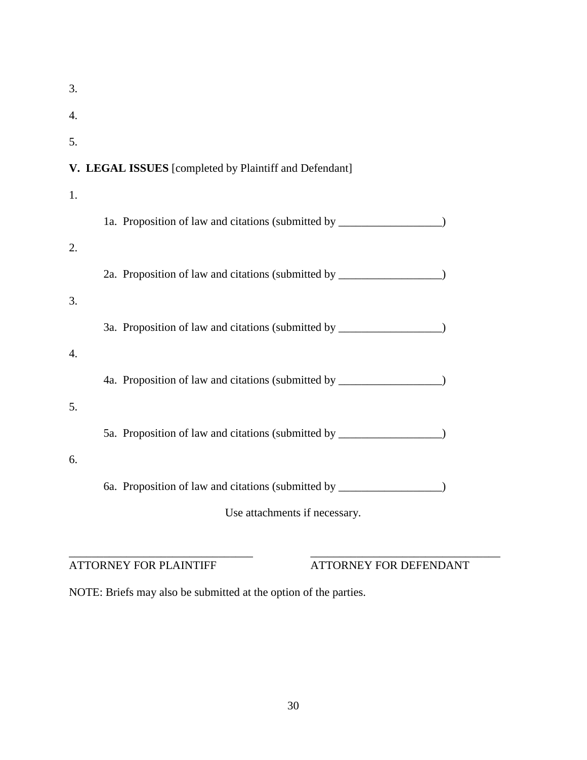3.

4.

5.

**V. LEGAL ISSUES** [completed by Plaintiff and Defendant]

1.

1a. Proposition of law and citations (submitted by __________________)

2.

2a. Proposition of law and citations (submitted by __________________)

3.

3a. Proposition of law and citations (submitted by __________________)

4.

4a. Proposition of law and citations (submitted by __________________)

5.

5a. Proposition of law and citations (submitted by __________________)

6.

6a. Proposition of law and citations (submitted by __________________)

Use attachments if necessary.

_______________________________ _______________________________

ATTORNEY FOR PLAINTIFF ATTORNEY FOR DEFENDANT

NOTE: Briefs may also be submitted at the option of the parties.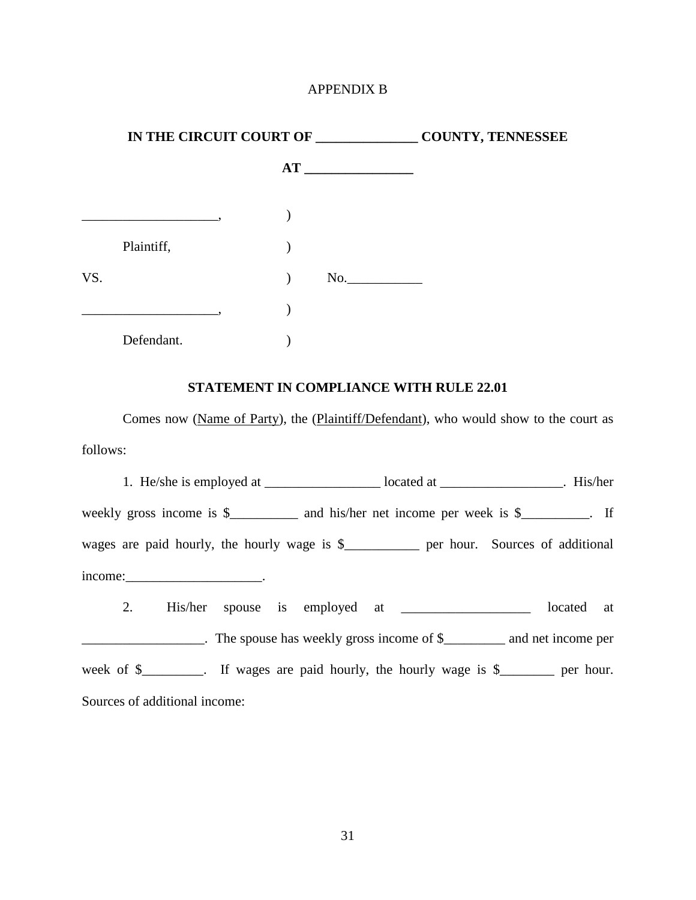APPENDIX B

**IN THE CIRCUIT COURT OF _______________ COUNTY, TENNESSEE**

**AT ________________**

| | | |
|---|---|---|
| ____________________, | ) | |
| Plaintiff, | ) | |
| VS. | ) | No.___________ |
| ____________________, | ) | |
| Defendant. | ) | |

**STATEMENT IN COMPLIANCE WITH RULE 22.01**

Comes now (<u>Name of Party</u>), the (<u>Plaintiff/Defendant</u>), who would show to the court as follows:

1. He/she is employed at _________________ located at __________________. His/her weekly gross income is $__________ and his/her net income per week is $__________. If wages are paid hourly, the hourly wage is $___________ per hour. Sources of additional income:____________________.

2. His/her spouse is employed at ___________________ located at __________________. The spouse has weekly gross income of $_________ and net income per week of $_________. If wages are paid hourly, the hourly wage is $________ per hour. Sources of additional income: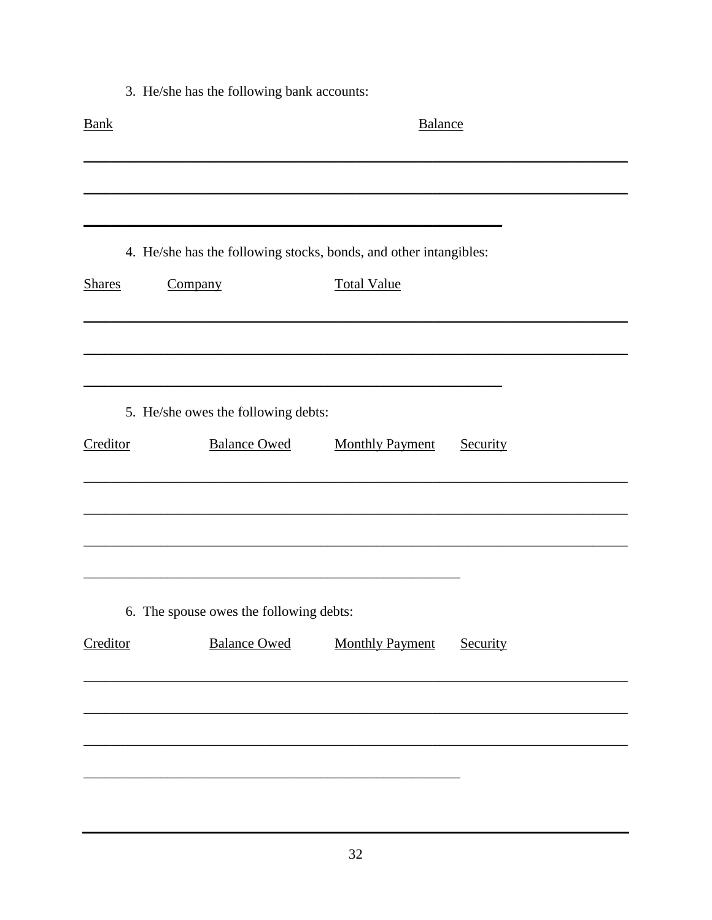3. He/she has the following bank accounts:

<u>Bank</u> <u>Balance</u>

________________________________________________________________________

________________________________________________________________________

______________________________________________________

4. He/she has the following stocks, bonds, and other intangibles:

<u>Shares</u> <u>Company</u> <u>Total Value</u>

________________________________________________________________________

________________________________________________________________________

______________________________________________________

5. He/she owes the following debts:

<u>Creditor</u> <u>Balance Owed</u> <u>Monthly Payment</u> <u>Security</u>

________________________________________________________________________

________________________________________________________________________

________________________________________________________________________

______________________________________________________

6. The spouse owes the following debts:

<u>Creditor</u> <u>Balance Owed</u> <u>Monthly Payment</u> <u>Security</u>

________________________________________________________________________

________________________________________________________________________

________________________________________________________________________

______________________________________________________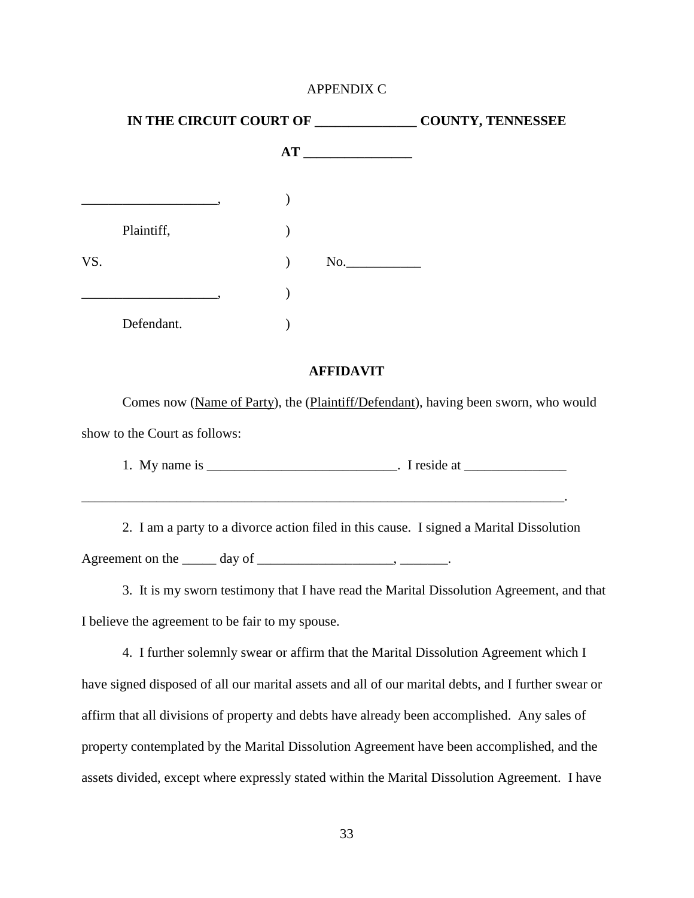APPENDIX C

**IN THE CIRCUIT COURT OF _______________ COUNTY, TENNESSEE**

**AT ________________**

| | | |
|---|---|---|
| ____________________, | ) | |
| Plaintiff, | ) | |
| VS. | ) | No.___________ |
| ____________________, | ) | |
| Defendant. | ) | |

**AFFIDAVIT**

Comes now (<u>Name of Party</u>), the (<u>Plaintiff/Defendant</u>), having been sworn, who would show to the Court as follows:

1. My name is ____________________________. I reside at _______________ __________________________________________________________________________.

2. I am a party to a divorce action filed in this cause. I signed a Marital Dissolution Agreement on the _____ day of ____________________, _______.

3. It is my sworn testimony that I have read the Marital Dissolution Agreement, and that I believe the agreement to be fair to my spouse.

4. I further solemnly swear or affirm that the Marital Dissolution Agreement which I have signed disposed of all our marital assets and all of our marital debts, and I further swear or affirm that all divisions of property and debts have already been accomplished. Any sales of property contemplated by the Marital Dissolution Agreement have been accomplished, and the assets divided, except where expressly stated within the Marital Dissolution Agreement. I have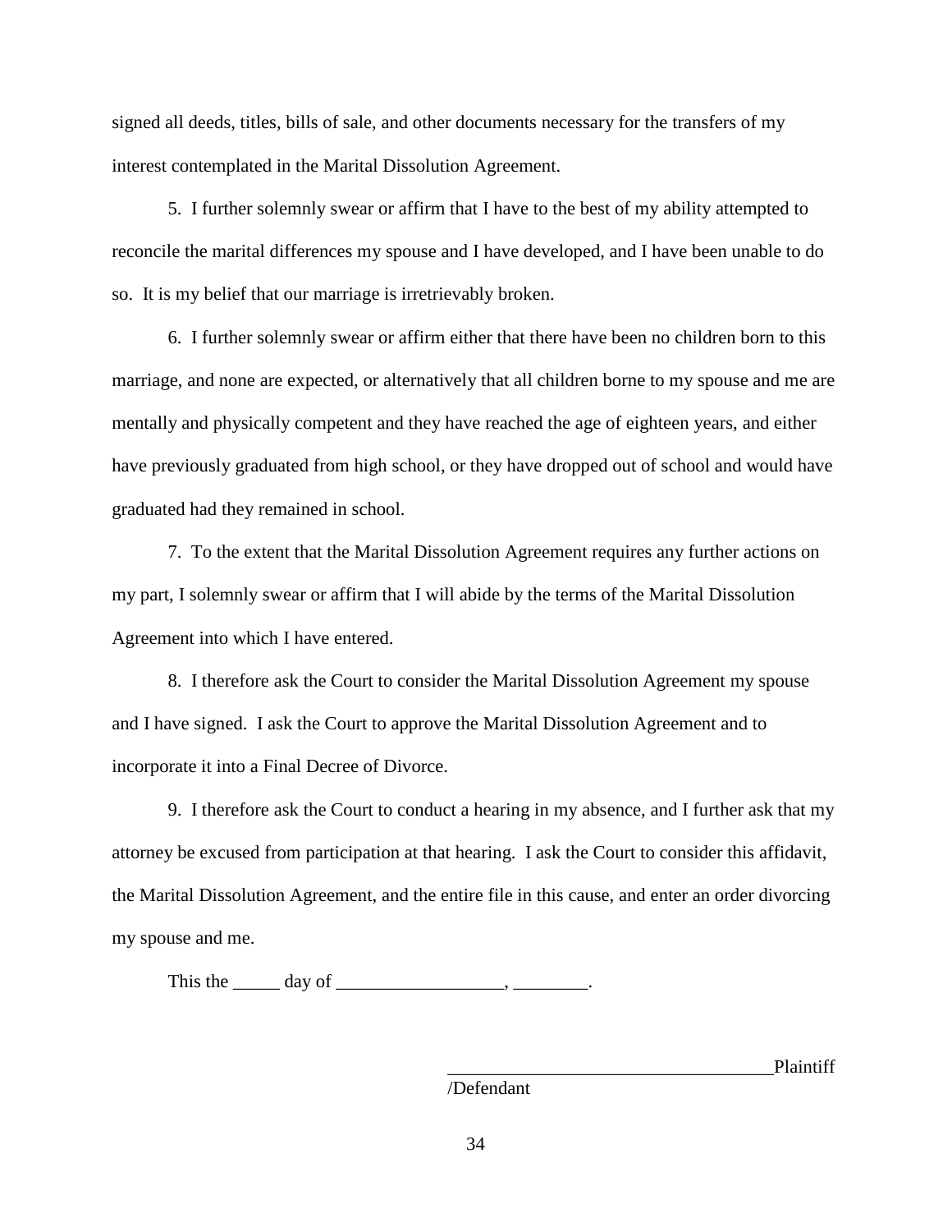signed all deeds, titles, bills of sale, and other documents necessary for the transfers of my interest contemplated in the Marital Dissolution Agreement.

5. I further solemnly swear or affirm that I have to the best of my ability attempted to reconcile the marital differences my spouse and I have developed, and I have been unable to do so. It is my belief that our marriage is irretrievably broken.

6. I further solemnly swear or affirm either that there have been no children born to this marriage, and none are expected, or alternatively that all children borne to my spouse and me are mentally and physically competent and they have reached the age of eighteen years, and either have previously graduated from high school, or they have dropped out of school and would have graduated had they remained in school.

7. To the extent that the Marital Dissolution Agreement requires any further actions on my part, I solemnly swear or affirm that I will abide by the terms of the Marital Dissolution Agreement into which I have entered.

8. I therefore ask the Court to consider the Marital Dissolution Agreement my spouse and I have signed. I ask the Court to approve the Marital Dissolution Agreement and to incorporate it into a Final Decree of Divorce.

9. I therefore ask the Court to conduct a hearing in my absence, and I further ask that my attorney be excused from participation at that hearing. I ask the Court to consider this affidavit, the Marital Dissolution Agreement, and the entire file in this cause, and enter an order divorcing my spouse and me.

This the _____ day of __________________, ________.

___________________________________Plaintiff
/Defendant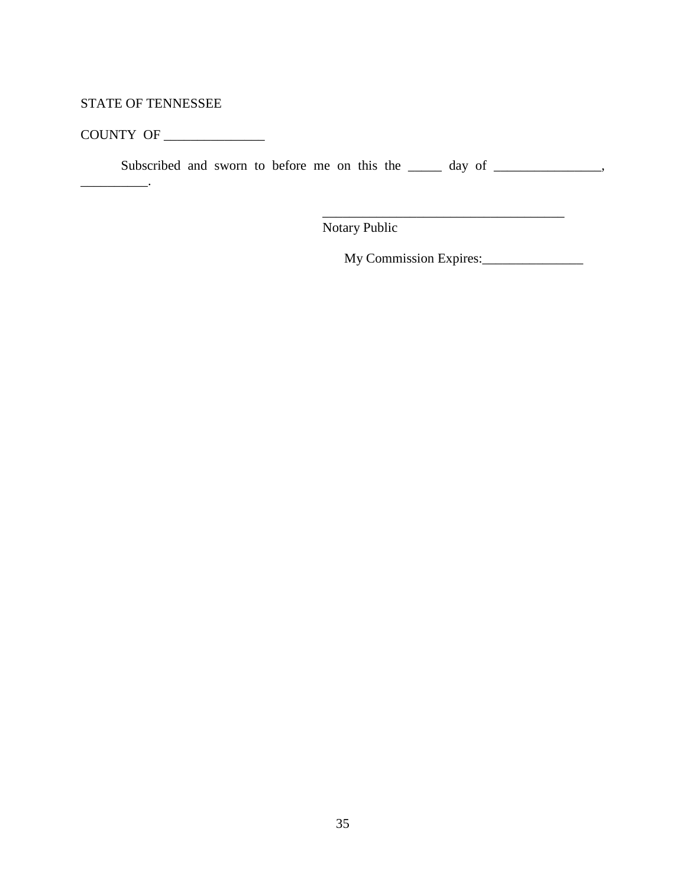STATE OF TENNESSEE

COUNTY OF _______________

Subscribed and sworn to before me on this the _____ day of ________________, __________.

_____________________________________
Notary Public

My Commission Expires:_______________